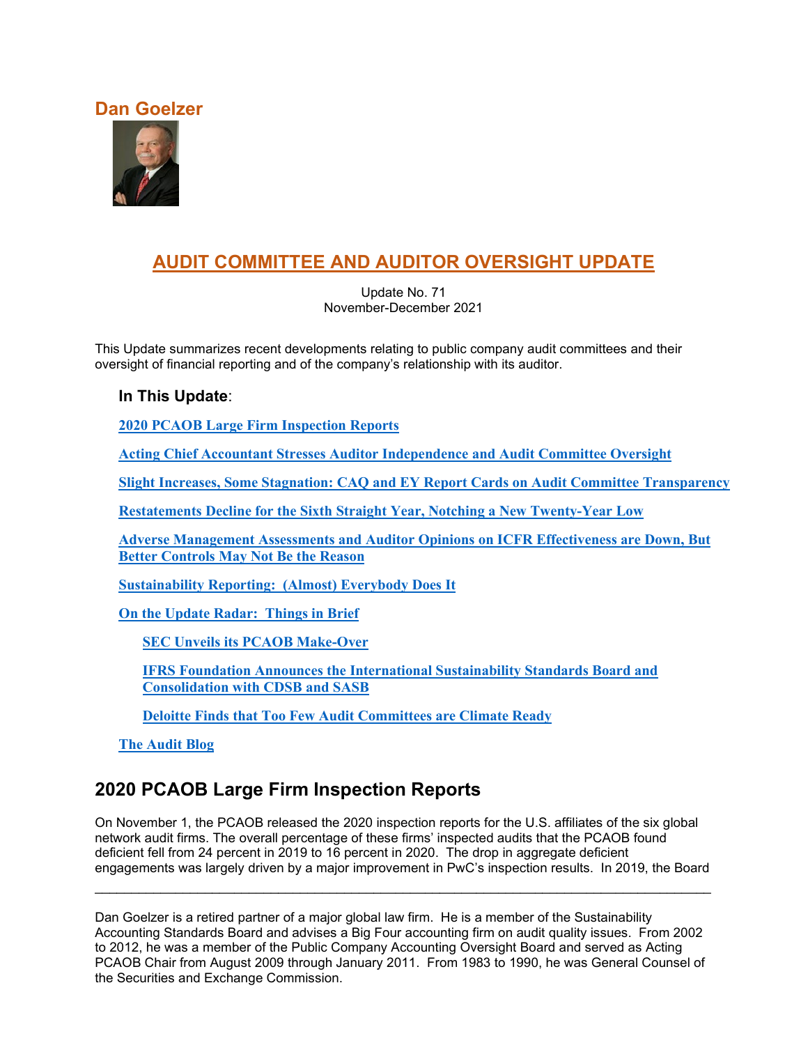## Dan Goelzer

# AUDIT COMMITTEE AND AUDITOR OVERSIGHT UPDATE

Update No. 71
November-December 2021

This Update summarizes recent developments relating to public company audit committees and their oversight of financial reporting and of the company's relationship with its auditor.

### In This Update:

2020 PCAOB Large Firm Inspection Reports

Acting Chief Accountant Stresses Auditor Independence and Audit Committee Oversight

Slight Increases, Some Stagnation: CAQ and EY Report Cards on Audit Committee Transparency

Restatements Decline for the Sixth Straight Year, Notching a New Twenty-Year Low

Adverse Management Assessments and Auditor Opinions on ICFR Effectiveness are Down, But Better Controls May Not Be the Reason

Sustainability Reporting: (Almost) Everybody Does It

On the Update Radar: Things in Brief

- SEC Unveils its PCAOB Make-Over
- IFRS Foundation Announces the International Sustainability Standards Board and Consolidation with CDSB and SASB
- Deloitte Finds that Too Few Audit Committees are Climate Ready

The Audit Blog

## 2020 PCAOB Large Firm Inspection Reports

On November 1, the PCAOB released the 2020 inspection reports for the U.S. affiliates of the six global network audit firms. The overall percentage of these firms' inspected audits that the PCAOB found deficient fell from 24 percent in 2019 to 16 percent in 2020. The drop in aggregate deficient engagements was largely driven by a major improvement in PwC's inspection results. In 2019, the Board

---

Dan Goelzer is a retired partner of a major global law firm. He is a member of the Sustainability Accounting Standards Board and advises a Big Four accounting firm on audit quality issues. From 2002 to 2012, he was a member of the Public Company Accounting Oversight Board and served as Acting PCAOB Chair from August 2009 through January 2011. From 1983 to 1990, he was General Counsel of the Securities and Exchange Commission.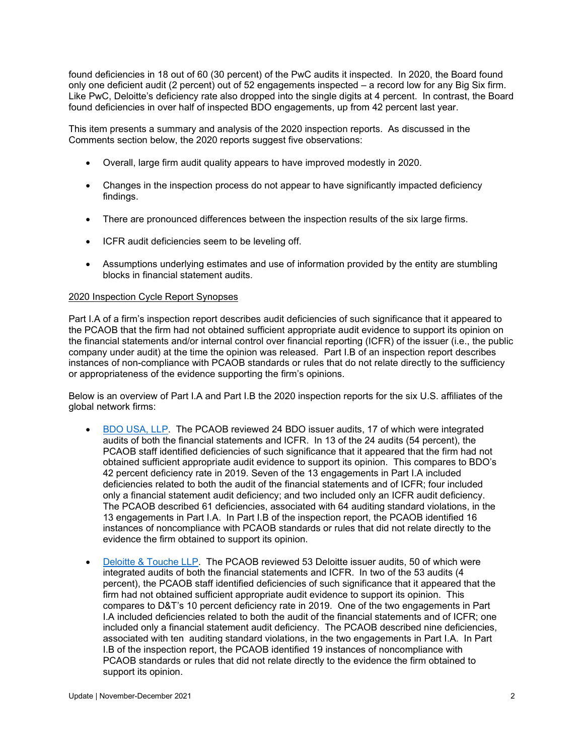found deficiencies in 18 out of 60 (30 percent) of the PwC audits it inspected. In 2020, the Board found only one deficient audit (2 percent) out of 52 engagements inspected – a record low for any Big Six firm. Like PwC, Deloitte's deficiency rate also dropped into the single digits at 4 percent. In contrast, the Board found deficiencies in over half of inspected BDO engagements, up from 42 percent last year.

This item presents a summary and analysis of the 2020 inspection reports. As discussed in the Comments section below, the 2020 reports suggest five observations:

- Overall, large firm audit quality appears to have improved modestly in 2020.
- Changes in the inspection process do not appear to have significantly impacted deficiency findings.
- There are pronounced differences between the inspection results of the six large firms.
- ICFR audit deficiencies seem to be leveling off.
- Assumptions underlying estimates and use of information provided by the entity are stumbling blocks in financial statement audits.

## 2020 Inspection Cycle Report Synopses

Part I.A of a firm's inspection report describes audit deficiencies of such significance that it appeared to the PCAOB that the firm had not obtained sufficient appropriate audit evidence to support its opinion on the financial statements and/or internal control over financial reporting (ICFR) of the issuer (i.e., the public company under audit) at the time the opinion was released. Part I.B of an inspection report describes instances of non-compliance with PCAOB standards or rules that do not relate directly to the sufficiency or appropriateness of the evidence supporting the firm's opinions.

Below is an overview of Part I.A and Part I.B the 2020 inspection reports for the six U.S. affiliates of the global network firms:

- BDO USA, LLP. The PCAOB reviewed 24 BDO issuer audits, 17 of which were integrated audits of both the financial statements and ICFR. In 13 of the 24 audits (54 percent), the PCAOB staff identified deficiencies of such significance that it appeared that the firm had not obtained sufficient appropriate audit evidence to support its opinion. This compares to BDO's 42 percent deficiency rate in 2019. Seven of the 13 engagements in Part I.A included deficiencies related to both the audit of the financial statements and of ICFR; four included only a financial statement audit deficiency; and two included only an ICFR audit deficiency. The PCAOB described 61 deficiencies, associated with 64 auditing standard violations, in the 13 engagements in Part I.A. In Part I.B of the inspection report, the PCAOB identified 16 instances of noncompliance with PCAOB standards or rules that did not relate directly to the evidence the firm obtained to support its opinion.

- Deloitte & Touche LLP. The PCAOB reviewed 53 Deloitte issuer audits, 50 of which were integrated audits of both the financial statements and ICFR. In two of the 53 audits (4 percent), the PCAOB staff identified deficiencies of such significance that it appeared that the firm had not obtained sufficient appropriate audit evidence to support its opinion. This compares to D&T's 10 percent deficiency rate in 2019. One of the two engagements in Part I.A included deficiencies related to both the audit of the financial statements and of ICFR; one included only a financial statement audit deficiency. The PCAOB described nine deficiencies, associated with ten auditing standard violations, in the two engagements in Part I.A. In Part I.B of the inspection report, the PCAOB identified 19 instances of noncompliance with PCAOB standards or rules that did not relate directly to the evidence the firm obtained to support its opinion.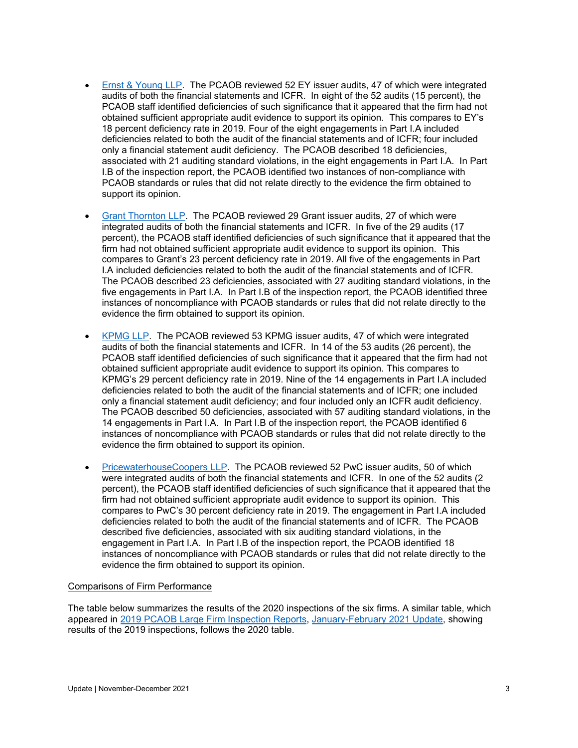- [Ernst & Young LLP](). The PCAOB reviewed 52 EY issuer audits, 47 of which were integrated audits of both the financial statements and ICFR. In eight of the 52 audits (15 percent), the PCAOB staff identified deficiencies of such significance that it appeared that the firm had not obtained sufficient appropriate audit evidence to support its opinion. This compares to EY's 18 percent deficiency rate in 2019. Four of the eight engagements in Part I.A included deficiencies related to both the audit of the financial statements and of ICFR; four included only a financial statement audit deficiency. The PCAOB described 18 deficiencies, associated with 21 auditing standard violations, in the eight engagements in Part I.A. In Part I.B of the inspection report, the PCAOB identified two instances of non-compliance with PCAOB standards or rules that did not relate directly to the evidence the firm obtained to support its opinion.

- [Grant Thornton LLP](). The PCAOB reviewed 29 Grant issuer audits, 27 of which were integrated audits of both the financial statements and ICFR. In five of the 29 audits (17 percent), the PCAOB staff identified deficiencies of such significance that it appeared that the firm had not obtained sufficient appropriate audit evidence to support its opinion. This compares to Grant's 23 percent deficiency rate in 2019. All five of the engagements in Part I.A included deficiencies related to both the audit of the financial statements and of ICFR. The PCAOB described 23 deficiencies, associated with 27 auditing standard violations, in the five engagements in Part I.A. In Part I.B of the inspection report, the PCAOB identified three instances of noncompliance with PCAOB standards or rules that did not relate directly to the evidence the firm obtained to support its opinion.

- [KPMG LLP](). The PCAOB reviewed 53 KPMG issuer audits, 47 of which were integrated audits of both the financial statements and ICFR. In 14 of the 53 audits (26 percent), the PCAOB staff identified deficiencies of such significance that it appeared that the firm had not obtained sufficient appropriate audit evidence to support its opinion. This compares to KPMG's 29 percent deficiency rate in 2019. Nine of the 14 engagements in Part I.A included deficiencies related to both the audit of the financial statements and of ICFR; one included only a financial statement audit deficiency; and four included only an ICFR audit deficiency. The PCAOB described 50 deficiencies, associated with 57 auditing standard violations, in the 14 engagements in Part I.A. In Part I.B of the inspection report, the PCAOB identified 6 instances of noncompliance with PCAOB standards or rules that did not relate directly to the evidence the firm obtained to support its opinion.

- [PricewaterhouseCoopers LLP](). The PCAOB reviewed 52 PwC issuer audits, 50 of which were integrated audits of both the financial statements and ICFR. In one of the 52 audits (2 percent), the PCAOB staff identified deficiencies of such significance that it appeared that the firm had not obtained sufficient appropriate audit evidence to support its opinion. This compares to PwC's 30 percent deficiency rate in 2019. The engagement in Part I.A included deficiencies related to both the audit of the financial statements and of ICFR. The PCAOB described five deficiencies, associated with six auditing standard violations, in the engagement in Part I.A. In Part I.B of the inspection report, the PCAOB identified 18 instances of noncompliance with PCAOB standards or rules that did not relate directly to the evidence the firm obtained to support its opinion.

Comparisons of Firm Performance

The table below summarizes the results of the 2020 inspections of the six firms. A similar table, which appeared in [2019 PCAOB Large Firm Inspection Reports](), [January-February 2021 Update](), showing results of the 2019 inspections, follows the 2020 table.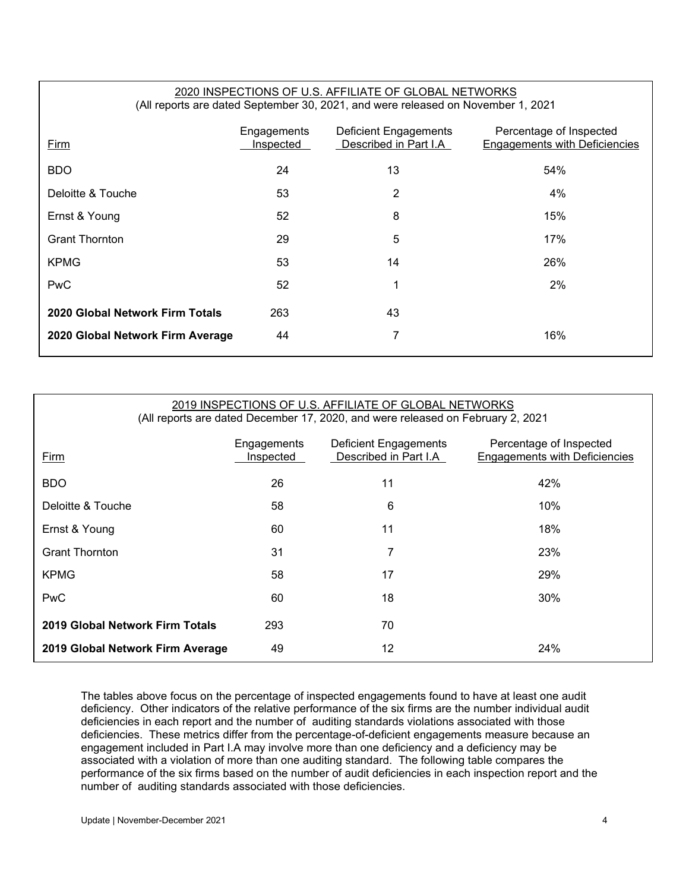## 2020 INSPECTIONS OF U.S. AFFILIATE OF GLOBAL NETWORKS

(All reports are dated September 30, 2021, and were released on November 1, 2021

| Firm | Engagements Inspected | Deficient Engagements Described in Part I.A | Percentage of Inspected Engagements with Deficiencies |
|---|---|---|---|
| BDO | 24 | 13 | 54% |
| Deloitte & Touche | 53 | 2 | 4% |
| Ernst & Young | 52 | 8 | 15% |
| Grant Thornton | 29 | 5 | 17% |
| KPMG | 53 | 14 | 26% |
| PwC | 52 | 1 | 2% |
| **2020 Global Network Firm Totals** | 263 | 43 | |
| **2020 Global Network Firm Average** | 44 | 7 | 16% |

## 2019 INSPECTIONS OF U.S. AFFILIATE OF GLOBAL NETWORKS

(All reports are dated December 17, 2020, and were released on February 2, 2021

| Firm | Engagements Inspected | Deficient Engagements Described in Part I.A | Percentage of Inspected Engagements with Deficiencies |
|---|---|---|---|
| BDO | 26 | 11 | 42% |
| Deloitte & Touche | 58 | 6 | 10% |
| Ernst & Young | 60 | 11 | 18% |
| Grant Thornton | 31 | 7 | 23% |
| KPMG | 58 | 17 | 29% |
| PwC | 60 | 18 | 30% |
| **2019 Global Network Firm Totals** | 293 | 70 | |
| **2019 Global Network Firm Average** | 49 | 12 | 24% |

The tables above focus on the percentage of inspected engagements found to have at least one audit deficiency. Other indicators of the relative performance of the six firms are the number individual audit deficiencies in each report and the number of auditing standards violations associated with those deficiencies. These metrics differ from the percentage-of-deficient engagements measure because an engagement included in Part I.A may involve more than one deficiency and a deficiency may be associated with a violation of more than one auditing standard. The following table compares the performance of the six firms based on the number of audit deficiencies in each inspection report and the number of auditing standards associated with those deficiencies.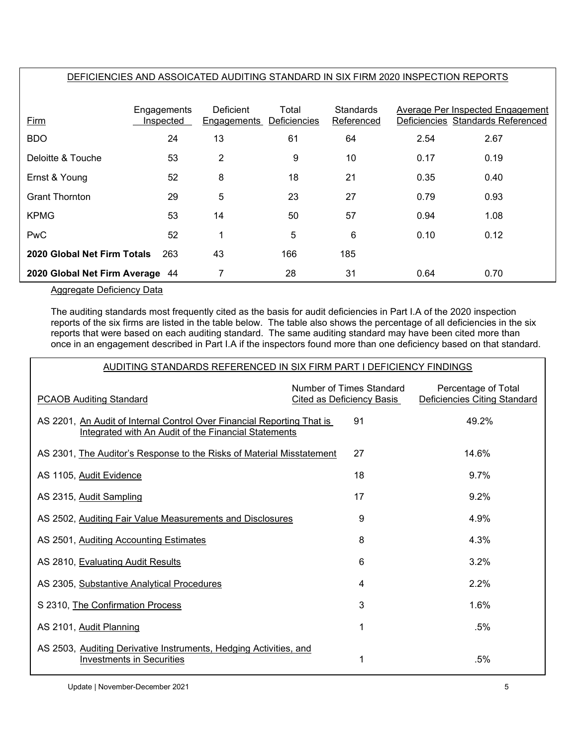| DEFICIENCIES AND ASSOICATED AUDITING STANDARD IN SIX FIRM 2020 INSPECTION REPORTS | | | | | | |
|---|---|---|---|---|---|---|
| | | | | | Average Per Inspected Engagement | |
| Firm | Engagements Inspected | Deficient Engagements | Total Deficiencies | Standards Referenced | Deficiencies | Standards Referenced |
| BDO | 24 | 13 | 61 | 64 | 2.54 | 2.67 |
| Deloitte & Touche | 53 | 2 | 9 | 10 | 0.17 | 0.19 |
| Ernst & Young | 52 | 8 | 18 | 21 | 0.35 | 0.40 |
| Grant Thornton | 29 | 5 | 23 | 27 | 0.79 | 0.93 |
| KPMG | 53 | 14 | 50 | 57 | 0.94 | 1.08 |
| PwC | 52 | 1 | 5 | 6 | 0.10 | 0.12 |
| **2020 Global Net Firm Totals** | 263 | 43 | 166 | 185 | | |
| **2020 Global Net Firm Average** | 44 | 7 | 28 | 31 | 0.64 | 0.70 |

Aggregate Deficiency Data

The auditing standards most frequently cited as the basis for audit deficiencies in Part I.A of the 2020 inspection reports of the six firms are listed in the table below. The table also shows the percentage of all deficiencies in the six reports that were based on each auditing standard. The same auditing standard may have been cited more than once in an engagement described in Part I.A if the inspectors found more than one deficiency based on that standard.

| AUDITING STANDARDS REFERENCED IN SIX FIRM PART I DEFICIENCY FINDINGS | | |
|---|---|---|
| PCAOB Auditing Standard | Number of Times Standard Cited as Deficiency Basis | Percentage of Total Deficiencies Citing Standard |
| AS 2201, An Audit of Internal Control Over Financial Reporting That is Integrated with An Audit of the Financial Statements | 91 | 49.2% |
| AS 2301, The Auditor's Response to the Risks of Material Misstatement | 27 | 14.6% |
| AS 1105, Audit Evidence | 18 | 9.7% |
| AS 2315, Audit Sampling | 17 | 9.2% |
| AS 2502, Auditing Fair Value Measurements and Disclosures | 9 | 4.9% |
| AS 2501, Auditing Accounting Estimates | 8 | 4.3% |
| AS 2810, Evaluating Audit Results | 6 | 3.2% |
| AS 2305, Substantive Analytical Procedures | 4 | 2.2% |
| S 2310, The Confirmation Process | 3 | 1.6% |
| AS 2101, Audit Planning | 1 | .5% |
| AS 2503, Auditing Derivative Instruments, Hedging Activities, and Investments in Securities | 1 | .5% |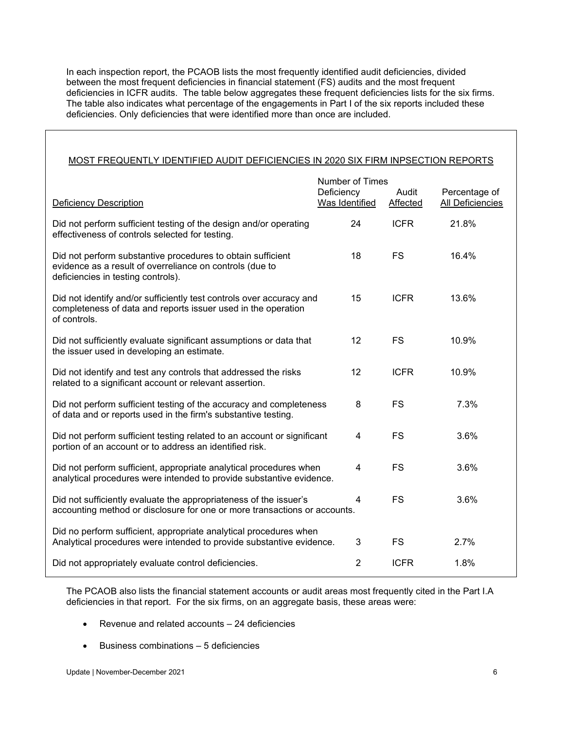In each inspection report, the PCAOB lists the most frequently identified audit deficiencies, divided between the most frequent deficiencies in financial statement (FS) audits and the most frequent deficiencies in ICFR audits. The table below aggregates these frequent deficiencies lists for the six firms. The table also indicates what percentage of the engagements in Part I of the six reports included these deficiencies. Only deficiencies that were identified more than once are included.

MOST FREQUENTLY IDENTIFIED AUDIT DEFICIENCIES IN 2020 SIX FIRM INPSECTION REPORTS

| Deficiency Description | Number of Times Deficiency Was Identified | Audit Affected | Percentage of All Deficiencies |
|---|---|---|---|
| Did not perform sufficient testing of the design and/or operating effectiveness of controls selected for testing. | 24 | ICFR | 21.8% |
| Did not perform substantive procedures to obtain sufficient evidence as a result of overreliance on controls (due to deficiencies in testing controls). | 18 | FS | 16.4% |
| Did not identify and/or sufficiently test controls over accuracy and completeness of data and reports issuer used in the operation of controls. | 15 | ICFR | 13.6% |
| Did not sufficiently evaluate significant assumptions or data that the issuer used in developing an estimate. | 12 | FS | 10.9% |
| Did not identify and test any controls that addressed the risks related to a significant account or relevant assertion. | 12 | ICFR | 10.9% |
| Did not perform sufficient testing of the accuracy and completeness of data and or reports used in the firm's substantive testing. | 8 | FS | 7.3% |
| Did not perform sufficient testing related to an account or significant portion of an account or to address an identified risk. | 4 | FS | 3.6% |
| Did not perform sufficient, appropriate analytical procedures when analytical procedures were intended to provide substantive evidence. | 4 | FS | 3.6% |
| Did not sufficiently evaluate the appropriateness of the issuer's accounting method or disclosure for one or more transactions or accounts. | 4 | FS | 3.6% |
| Did no perform sufficient, appropriate analytical procedures when Analytical procedures were intended to provide substantive evidence. | 3 | FS | 2.7% |
| Did not appropriately evaluate control deficiencies. | 2 | ICFR | 1.8% |

The PCAOB also lists the financial statement accounts or audit areas most frequently cited in the Part I.A deficiencies in that report. For the six firms, on an aggregate basis, these areas were:

- Revenue and related accounts – 24 deficiencies
- Business combinations – 5 deficiencies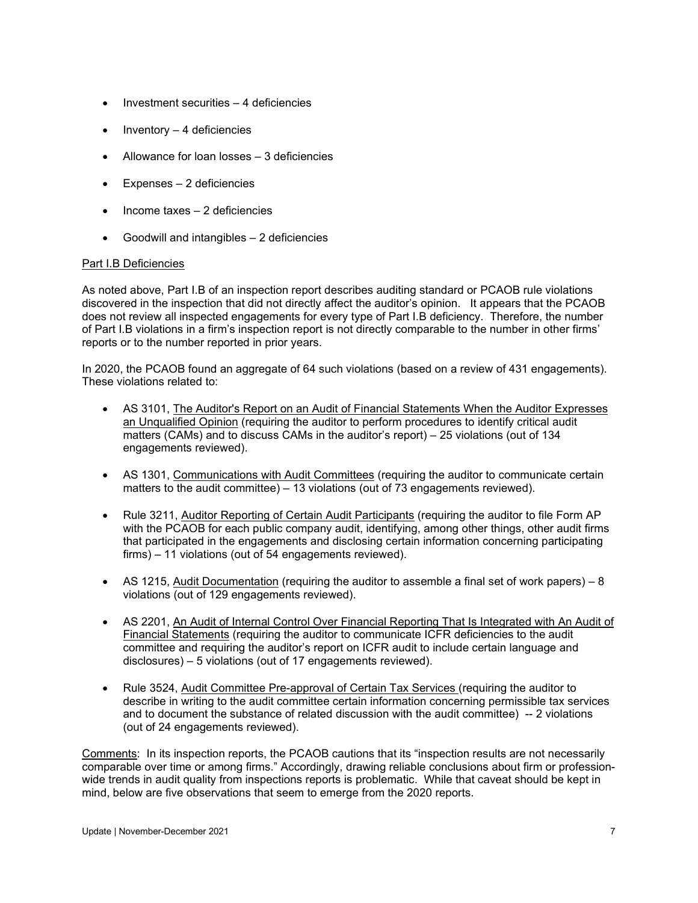- Investment securities – 4 deficiencies
- Inventory – 4 deficiencies
- Allowance for loan losses – 3 deficiencies
- Expenses – 2 deficiencies
- Income taxes – 2 deficiencies
- Goodwill and intangibles – 2 deficiencies

Part I.B Deficiencies

As noted above, Part I.B of an inspection report describes auditing standard or PCAOB rule violations discovered in the inspection that did not directly affect the auditor's opinion. It appears that the PCAOB does not review all inspected engagements for every type of Part I.B deficiency. Therefore, the number of Part I.B violations in a firm's inspection report is not directly comparable to the number in other firms' reports or to the number reported in prior years.

In 2020, the PCAOB found an aggregate of 64 such violations (based on a review of 431 engagements). These violations related to:

- AS 3101, The Auditor's Report on an Audit of Financial Statements When the Auditor Expresses an Unqualified Opinion (requiring the auditor to perform procedures to identify critical audit matters (CAMs) and to discuss CAMs in the auditor's report) – 25 violations (out of 134 engagements reviewed).
- AS 1301, Communications with Audit Committees (requiring the auditor to communicate certain matters to the audit committee) – 13 violations (out of 73 engagements reviewed).
- Rule 3211, Auditor Reporting of Certain Audit Participants (requiring the auditor to file Form AP with the PCAOB for each public company audit, identifying, among other things, other audit firms that participated in the engagements and disclosing certain information concerning participating firms) – 11 violations (out of 54 engagements reviewed).
- AS 1215, Audit Documentation (requiring the auditor to assemble a final set of work papers) – 8 violations (out of 129 engagements reviewed).
- AS 2201, An Audit of Internal Control Over Financial Reporting That Is Integrated with An Audit of Financial Statements (requiring the auditor to communicate ICFR deficiencies to the audit committee and requiring the auditor's report on ICFR audit to include certain language and disclosures) – 5 violations (out of 17 engagements reviewed).
- Rule 3524, Audit Committee Pre-approval of Certain Tax Services (requiring the auditor to describe in writing to the audit committee certain information concerning permissible tax services and to document the substance of related discussion with the audit committee) -- 2 violations (out of 24 engagements reviewed).

Comments: In its inspection reports, the PCAOB cautions that its "inspection results are not necessarily comparable over time or among firms." Accordingly, drawing reliable conclusions about firm or profession-wide trends in audit quality from inspections reports is problematic. While that caveat should be kept in mind, below are five observations that seem to emerge from the 2020 reports.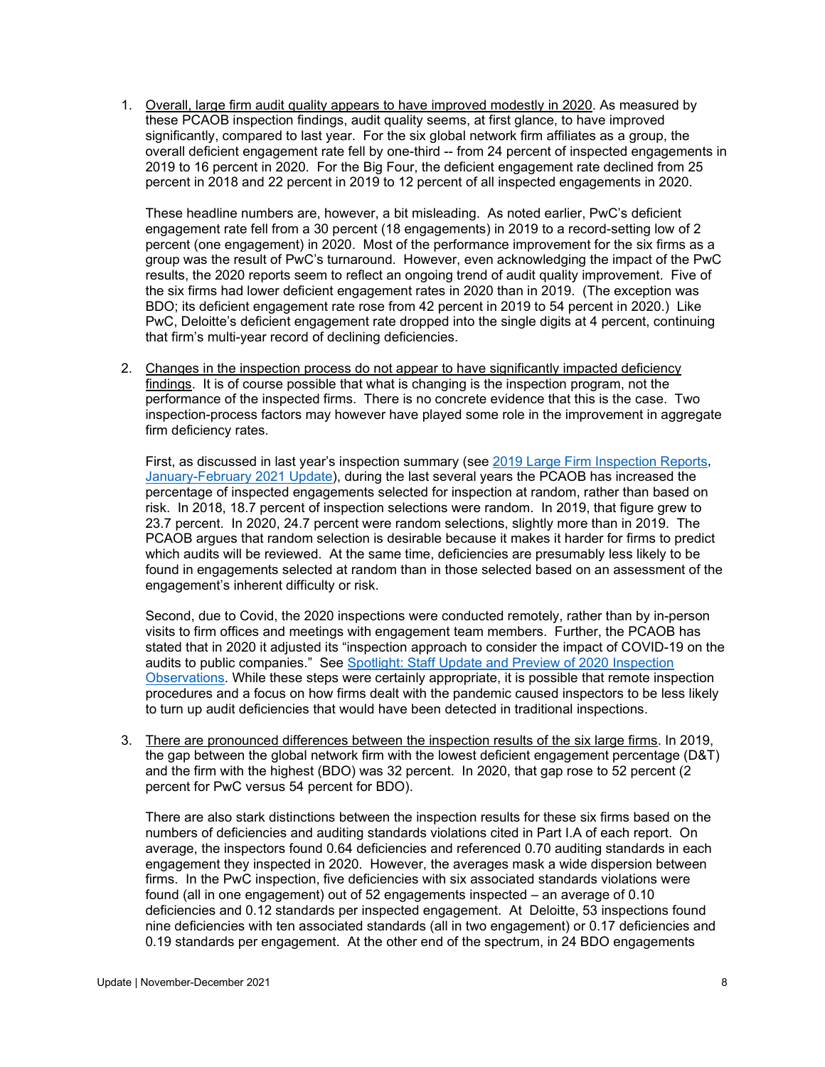1. Overall, large firm audit quality appears to have improved modestly in 2020. As measured by these PCAOB inspection findings, audit quality seems, at first glance, to have improved significantly, compared to last year. For the six global network firm affiliates as a group, the overall deficient engagement rate fell by one-third -- from 24 percent of inspected engagements in 2019 to 16 percent in 2020. For the Big Four, the deficient engagement rate declined from 25 percent in 2018 and 22 percent in 2019 to 12 percent of all inspected engagements in 2020.

   These headline numbers are, however, a bit misleading. As noted earlier, PwC's deficient engagement rate fell from a 30 percent (18 engagements) in 2019 to a record-setting low of 2 percent (one engagement) in 2020. Most of the performance improvement for the six firms as a group was the result of PwC's turnaround. However, even acknowledging the impact of the PwC results, the 2020 reports seem to reflect an ongoing trend of audit quality improvement. Five of the six firms had lower deficient engagement rates in 2020 than in 2019. (The exception was BDO; its deficient engagement rate rose from 42 percent in 2019 to 54 percent in 2020.) Like PwC, Deloitte's deficient engagement rate dropped into the single digits at 4 percent, continuing that firm's multi-year record of declining deficiencies.

2. Changes in the inspection process do not appear to have significantly impacted deficiency findings. It is of course possible that what is changing is the inspection program, not the performance of the inspected firms. There is no concrete evidence that this is the case. Two inspection-process factors may however have played some role in the improvement in aggregate firm deficiency rates.

   First, as discussed in last year's inspection summary (see 2019 Large Firm Inspection Reports, January-February 2021 Update), during the last several years the PCAOB has increased the percentage of inspected engagements selected for inspection at random, rather than based on risk. In 2018, 18.7 percent of inspection selections were random. In 2019, that figure grew to 23.7 percent. In 2020, 24.7 percent were random selections, slightly more than in 2019. The PCAOB argues that random selection is desirable because it makes it harder for firms to predict which audits will be reviewed. At the same time, deficiencies are presumably less likely to be found in engagements selected at random than in those selected based on an assessment of the engagement's inherent difficulty or risk.

   Second, due to Covid, the 2020 inspections were conducted remotely, rather than by in-person visits to firm offices and meetings with engagement team members. Further, the PCAOB has stated that in 2020 it adjusted its "inspection approach to consider the impact of COVID-19 on the audits to public companies." See Spotlight: Staff Update and Preview of 2020 Inspection Observations. While these steps were certainly appropriate, it is possible that remote inspection procedures and a focus on how firms dealt with the pandemic caused inspectors to be less likely to turn up audit deficiencies that would have been detected in traditional inspections.

3. There are pronounced differences between the inspection results of the six large firms. In 2019, the gap between the global network firm with the lowest deficient engagement percentage (D&T) and the firm with the highest (BDO) was 32 percent. In 2020, that gap rose to 52 percent (2 percent for PwC versus 54 percent for BDO).

   There are also stark distinctions between the inspection results for these six firms based on the numbers of deficiencies and auditing standards violations cited in Part I.A of each report. On average, the inspectors found 0.64 deficiencies and referenced 0.70 auditing standards in each engagement they inspected in 2020. However, the averages mask a wide dispersion between firms. In the PwC inspection, five deficiencies with six associated standards violations were found (all in one engagement) out of 52 engagements inspected – an average of 0.10 deficiencies and 0.12 standards per inspected engagement. At Deloitte, 53 inspections found nine deficiencies with ten associated standards (all in two engagement) or 0.17 deficiencies and 0.19 standards per engagement. At the other end of the spectrum, in 24 BDO engagements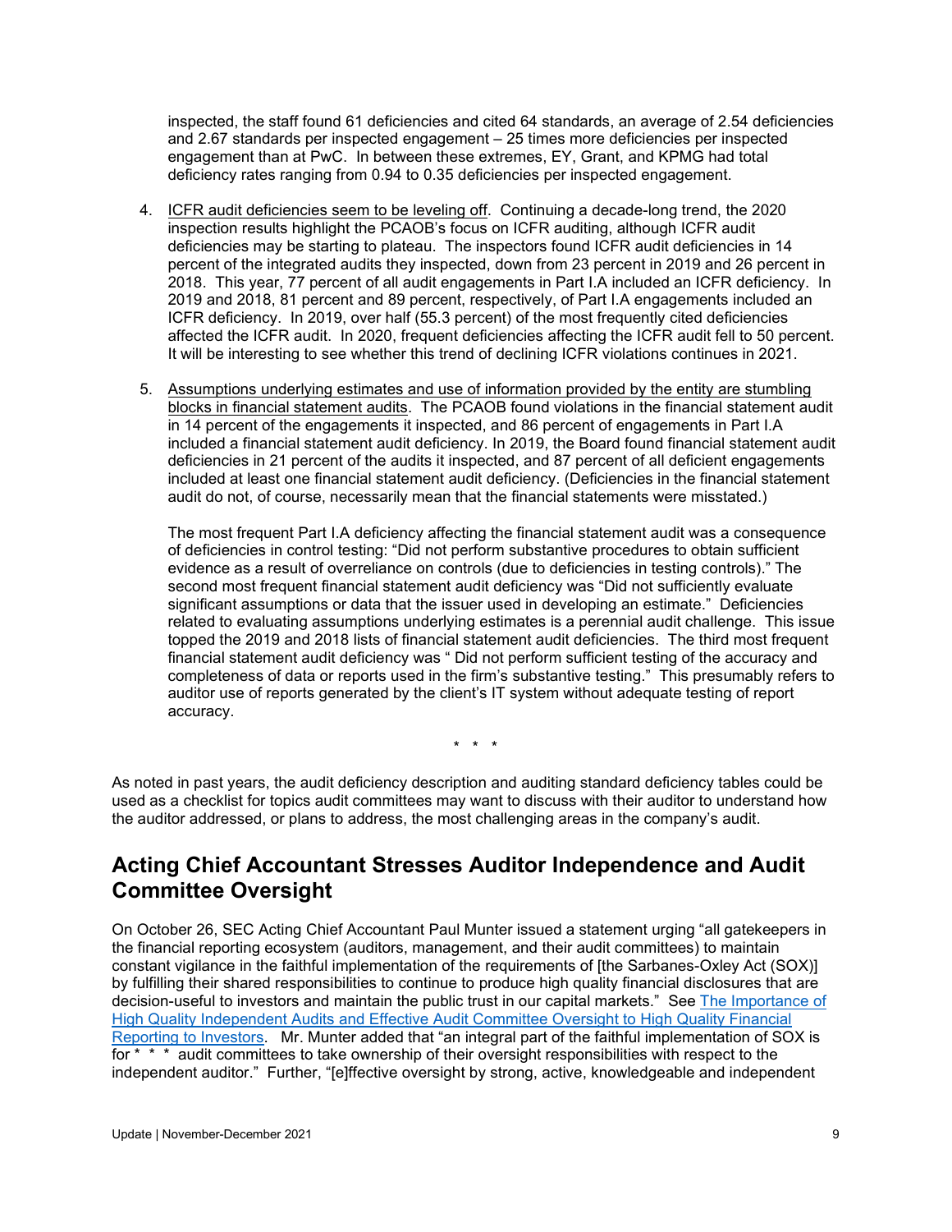inspected, the staff found 61 deficiencies and cited 64 standards, an average of 2.54 deficiencies and 2.67 standards per inspected engagement – 25 times more deficiencies per inspected engagement than at PwC. In between these extremes, EY, Grant, and KPMG had total deficiency rates ranging from 0.94 to 0.35 deficiencies per inspected engagement.

4. ICFR audit deficiencies seem to be leveling off. Continuing a decade-long trend, the 2020 inspection results highlight the PCAOB's focus on ICFR auditing, although ICFR audit deficiencies may be starting to plateau. The inspectors found ICFR audit deficiencies in 14 percent of the integrated audits they inspected, down from 23 percent in 2019 and 26 percent in 2018. This year, 77 percent of all audit engagements in Part I.A included an ICFR deficiency. In 2019 and 2018, 81 percent and 89 percent, respectively, of Part I.A engagements included an ICFR deficiency. In 2019, over half (55.3 percent) of the most frequently cited deficiencies affected the ICFR audit. In 2020, frequent deficiencies affecting the ICFR audit fell to 50 percent. It will be interesting to see whether this trend of declining ICFR violations continues in 2021.

5. Assumptions underlying estimates and use of information provided by the entity are stumbling blocks in financial statement audits. The PCAOB found violations in the financial statement audit in 14 percent of the engagements it inspected, and 86 percent of engagements in Part I.A included a financial statement audit deficiency. In 2019, the Board found financial statement audit deficiencies in 21 percent of the audits it inspected, and 87 percent of all deficient engagements included at least one financial statement audit deficiency. (Deficiencies in the financial statement audit do not, of course, necessarily mean that the financial statements were misstated.)

   The most frequent Part I.A deficiency affecting the financial statement audit was a consequence of deficiencies in control testing: "Did not perform substantive procedures to obtain sufficient evidence as a result of overreliance on controls (due to deficiencies in testing controls)." The second most frequent financial statement audit deficiency was "Did not sufficiently evaluate significant assumptions or data that the issuer used in developing an estimate." Deficiencies related to evaluating assumptions underlying estimates is a perennial audit challenge. This issue topped the 2019 and 2018 lists of financial statement audit deficiencies. The third most frequent financial statement audit deficiency was " Did not perform sufficient testing of the accuracy and completeness of data or reports used in the firm's substantive testing." This presumably refers to auditor use of reports generated by the client's IT system without adequate testing of report accuracy.

\* \* \*

As noted in past years, the audit deficiency description and auditing standard deficiency tables could be used as a checklist for topics audit committees may want to discuss with their auditor to understand how the auditor addressed, or plans to address, the most challenging areas in the company's audit.

## Acting Chief Accountant Stresses Auditor Independence and Audit Committee Oversight

On October 26, SEC Acting Chief Accountant Paul Munter issued a statement urging "all gatekeepers in the financial reporting ecosystem (auditors, management, and their audit committees) to maintain constant vigilance in the faithful implementation of the requirements of [the Sarbanes-Oxley Act (SOX)] by fulfilling their shared responsibilities to continue to produce high quality financial disclosures that are decision-useful to investors and maintain the public trust in our capital markets." See The Importance of High Quality Independent Audits and Effective Audit Committee Oversight to High Quality Financial Reporting to Investors. Mr. Munter added that "an integral part of the faithful implementation of SOX is for * * * audit committees to take ownership of their oversight responsibilities with respect to the independent auditor." Further, "[e]ffective oversight by strong, active, knowledgeable and independent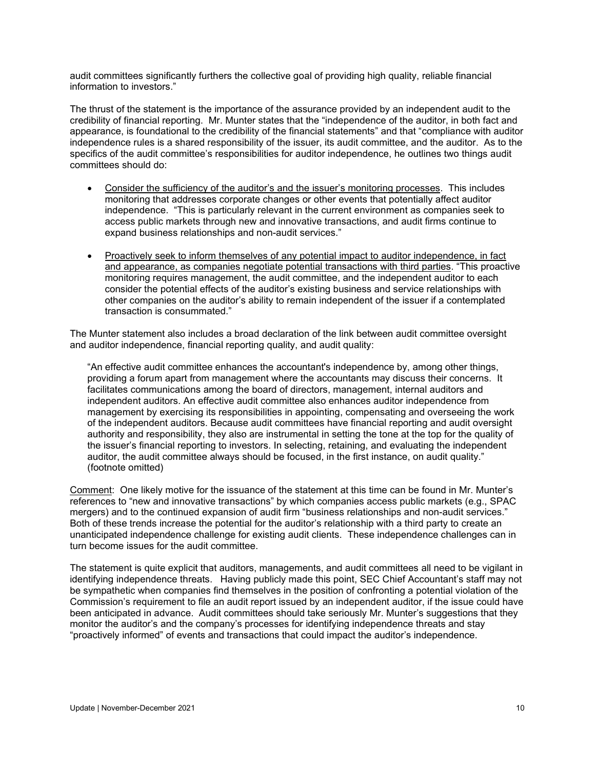audit committees significantly furthers the collective goal of providing high quality, reliable financial information to investors."

The thrust of the statement is the importance of the assurance provided by an independent audit to the credibility of financial reporting. Mr. Munter states that the "independence of the auditor, in both fact and appearance, is foundational to the credibility of the financial statements" and that "compliance with auditor independence rules is a shared responsibility of the issuer, its audit committee, and the auditor. As to the specifics of the audit committee's responsibilities for auditor independence, he outlines two things audit committees should do:

- Consider the sufficiency of the auditor's and the issuer's monitoring processes. This includes monitoring that addresses corporate changes or other events that potentially affect auditor independence. "This is particularly relevant in the current environment as companies seek to access public markets through new and innovative transactions, and audit firms continue to expand business relationships and non-audit services."

- Proactively seek to inform themselves of any potential impact to auditor independence, in fact and appearance, as companies negotiate potential transactions with third parties. "This proactive monitoring requires management, the audit committee, and the independent auditor to each consider the potential effects of the auditor's existing business and service relationships with other companies on the auditor's ability to remain independent of the issuer if a contemplated transaction is consummated."

The Munter statement also includes a broad declaration of the link between audit committee oversight and auditor independence, financial reporting quality, and audit quality:

> "An effective audit committee enhances the accountant's independence by, among other things, providing a forum apart from management where the accountants may discuss their concerns. It facilitates communications among the board of directors, management, internal auditors and independent auditors. An effective audit committee also enhances auditor independence from management by exercising its responsibilities in appointing, compensating and overseeing the work of the independent auditors. Because audit committees have financial reporting and audit oversight authority and responsibility, they also are instrumental in setting the tone at the top for the quality of the issuer's financial reporting to investors. In selecting, retaining, and evaluating the independent auditor, the audit committee always should be focused, in the first instance, on audit quality." (footnote omitted)

Comment: One likely motive for the issuance of the statement at this time can be found in Mr. Munter's references to "new and innovative transactions" by which companies access public markets (e.g., SPAC mergers) and to the continued expansion of audit firm "business relationships and non-audit services." Both of these trends increase the potential for the auditor's relationship with a third party to create an unanticipated independence challenge for existing audit clients. These independence challenges can in turn become issues for the audit committee.

The statement is quite explicit that auditors, managements, and audit committees all need to be vigilant in identifying independence threats. Having publicly made this point, SEC Chief Accountant's staff may not be sympathetic when companies find themselves in the position of confronting a potential violation of the Commission's requirement to file an audit report issued by an independent auditor, if the issue could have been anticipated in advance. Audit committees should take seriously Mr. Munter's suggestions that they monitor the auditor's and the company's processes for identifying independence threats and stay "proactively informed" of events and transactions that could impact the auditor's independence.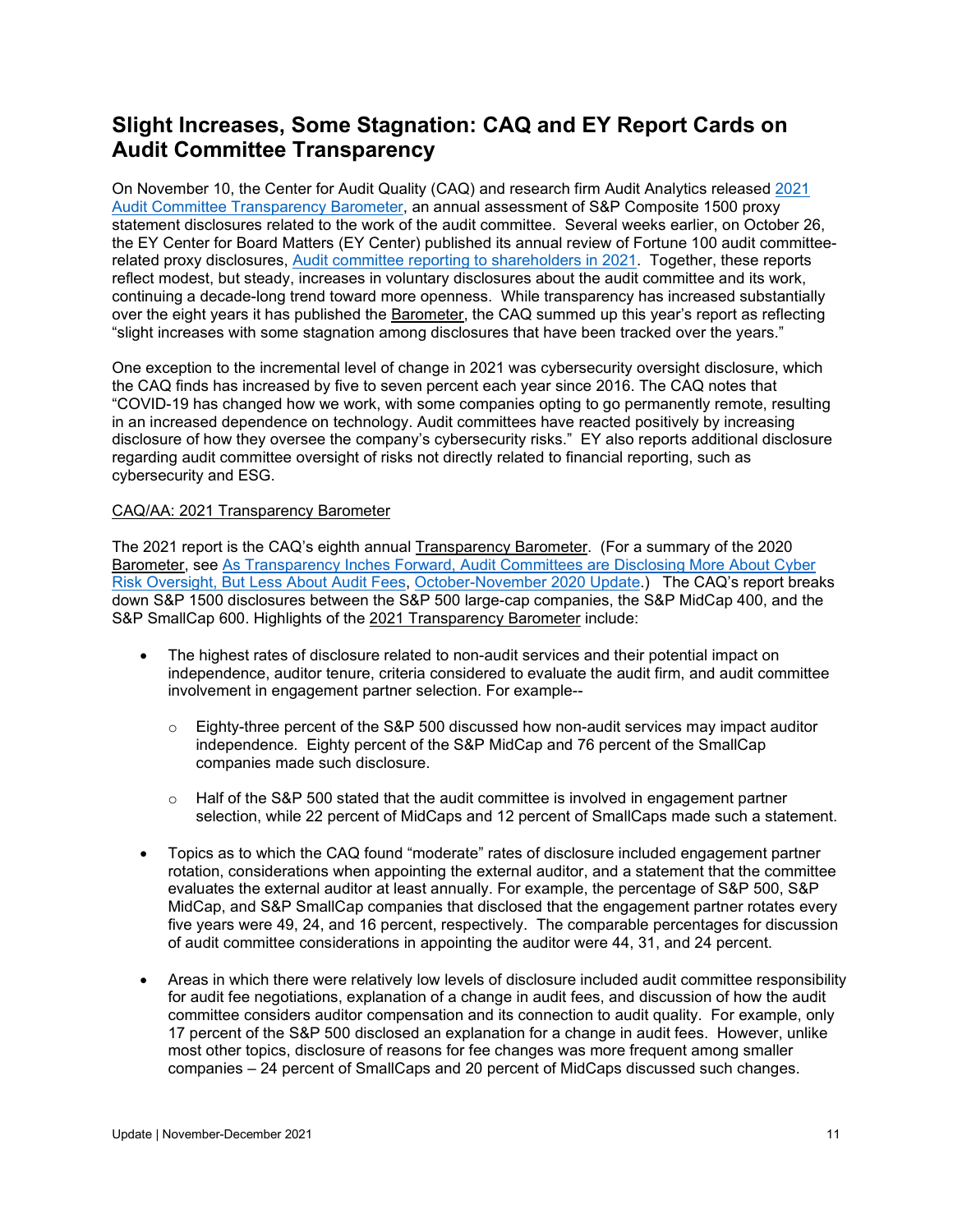## Slight Increases, Some Stagnation: CAQ and EY Report Cards on Audit Committee Transparency

On November 10, the Center for Audit Quality (CAQ) and research firm Audit Analytics released 2021 Audit Committee Transparency Barometer, an annual assessment of S&P Composite 1500 proxy statement disclosures related to the work of the audit committee. Several weeks earlier, on October 26, the EY Center for Board Matters (EY Center) published its annual review of Fortune 100 audit committee-related proxy disclosures, Audit committee reporting to shareholders in 2021. Together, these reports reflect modest, but steady, increases in voluntary disclosures about the audit committee and its work, continuing a decade-long trend toward more openness. While transparency has increased substantially over the eight years it has published the Barometer, the CAQ summed up this year's report as reflecting "slight increases with some stagnation among disclosures that have been tracked over the years."

One exception to the incremental level of change in 2021 was cybersecurity oversight disclosure, which the CAQ finds has increased by five to seven percent each year since 2016. The CAQ notes that "COVID-19 has changed how we work, with some companies opting to go permanently remote, resulting in an increased dependence on technology. Audit committees have reacted positively by increasing disclosure of how they oversee the company's cybersecurity risks." EY also reports additional disclosure regarding audit committee oversight of risks not directly related to financial reporting, such as cybersecurity and ESG.

CAQ/AA: 2021 Transparency Barometer

The 2021 report is the CAQ's eighth annual Transparency Barometer. (For a summary of the 2020 Barometer, see As Transparency Inches Forward, Audit Committees are Disclosing More About Cyber Risk Oversight, But Less About Audit Fees, October-November 2020 Update.) The CAQ's report breaks down S&P 1500 disclosures between the S&P 500 large-cap companies, the S&P MidCap 400, and the S&P SmallCap 600. Highlights of the 2021 Transparency Barometer include:

- The highest rates of disclosure related to non-audit services and their potential impact on independence, auditor tenure, criteria considered to evaluate the audit firm, and audit committee involvement in engagement partner selection. For example--
  - Eighty-three percent of the S&P 500 discussed how non-audit services may impact auditor independence. Eighty percent of the S&P MidCap and 76 percent of the SmallCap companies made such disclosure.
  - Half of the S&P 500 stated that the audit committee is involved in engagement partner selection, while 22 percent of MidCaps and 12 percent of SmallCaps made such a statement.
- Topics as to which the CAQ found "moderate" rates of disclosure included engagement partner rotation, considerations when appointing the external auditor, and a statement that the committee evaluates the external auditor at least annually. For example, the percentage of S&P 500, S&P MidCap, and S&P SmallCap companies that disclosed that the engagement partner rotates every five years were 49, 24, and 16 percent, respectively. The comparable percentages for discussion of audit committee considerations in appointing the auditor were 44, 31, and 24 percent.
- Areas in which there were relatively low levels of disclosure included audit committee responsibility for audit fee negotiations, explanation of a change in audit fees, and discussion of how the audit committee considers auditor compensation and its connection to audit quality. For example, only 17 percent of the S&P 500 disclosed an explanation for a change in audit fees. However, unlike most other topics, disclosure of reasons for fee changes was more frequent among smaller companies – 24 percent of SmallCaps and 20 percent of MidCaps discussed such changes.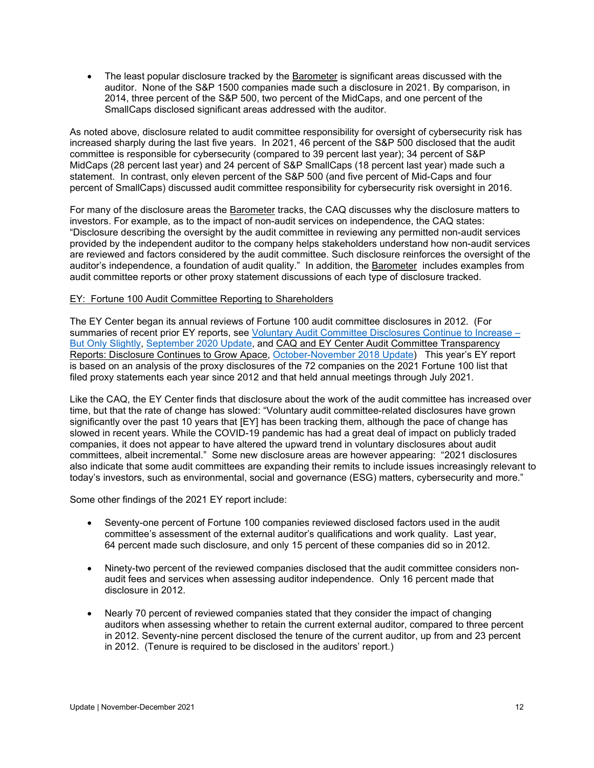- The least popular disclosure tracked by the Barometer is significant areas discussed with the auditor. None of the S&P 1500 companies made such a disclosure in 2021. By comparison, in 2014, three percent of the S&P 500, two percent of the MidCaps, and one percent of the SmallCaps disclosed significant areas addressed with the auditor.

As noted above, disclosure related to audit committee responsibility for oversight of cybersecurity risk has increased sharply during the last five years. In 2021, 46 percent of the S&P 500 disclosed that the audit committee is responsible for cybersecurity (compared to 39 percent last year); 34 percent of S&P MidCaps (28 percent last year) and 24 percent of S&P SmallCaps (18 percent last year) made such a statement. In contrast, only eleven percent of the S&P 500 (and five percent of Mid-Caps and four percent of SmallCaps) discussed audit committee responsibility for cybersecurity risk oversight in 2016.

For many of the disclosure areas the Barometer tracks, the CAQ discusses why the disclosure matters to investors. For example, as to the impact of non-audit services on independence, the CAQ states: "Disclosure describing the oversight by the audit committee in reviewing any permitted non-audit services provided by the independent auditor to the company helps stakeholders understand how non-audit services are reviewed and factors considered by the audit committee. Such disclosure reinforces the oversight of the auditor's independence, a foundation of audit quality." In addition, the Barometer includes examples from audit committee reports or other proxy statement discussions of each type of disclosure tracked.

EY: Fortune 100 Audit Committee Reporting to Shareholders

The EY Center began its annual reviews of Fortune 100 audit committee disclosures in 2012. (For summaries of recent prior EY reports, see Voluntary Audit Committee Disclosures Continue to Increase – But Only Slightly, September 2020 Update, and CAQ and EY Center Audit Committee Transparency Reports: Disclosure Continues to Grow Apace, October-November 2018 Update) This year's EY report is based on an analysis of the proxy disclosures of the 72 companies on the 2021 Fortune 100 list that filed proxy statements each year since 2012 and that held annual meetings through July 2021.

Like the CAQ, the EY Center finds that disclosure about the work of the audit committee has increased over time, but that the rate of change has slowed: "Voluntary audit committee-related disclosures have grown significantly over the past 10 years that [EY] has been tracking them, although the pace of change has slowed in recent years. While the COVID-19 pandemic has had a great deal of impact on publicly traded companies, it does not appear to have altered the upward trend in voluntary disclosures about audit committees, albeit incremental." Some new disclosure areas are however appearing: "2021 disclosures also indicate that some audit committees are expanding their remits to include issues increasingly relevant to today's investors, such as environmental, social and governance (ESG) matters, cybersecurity and more."

Some other findings of the 2021 EY report include:

- Seventy-one percent of Fortune 100 companies reviewed disclosed factors used in the audit committee's assessment of the external auditor's qualifications and work quality. Last year, 64 percent made such disclosure, and only 15 percent of these companies did so in 2012.

- Ninety-two percent of the reviewed companies disclosed that the audit committee considers non-audit fees and services when assessing auditor independence. Only 16 percent made that disclosure in 2012.

- Nearly 70 percent of reviewed companies stated that they consider the impact of changing auditors when assessing whether to retain the current external auditor, compared to three percent in 2012. Seventy-nine percent disclosed the tenure of the current auditor, up from and 23 percent in 2012. (Tenure is required to be disclosed in the auditors' report.)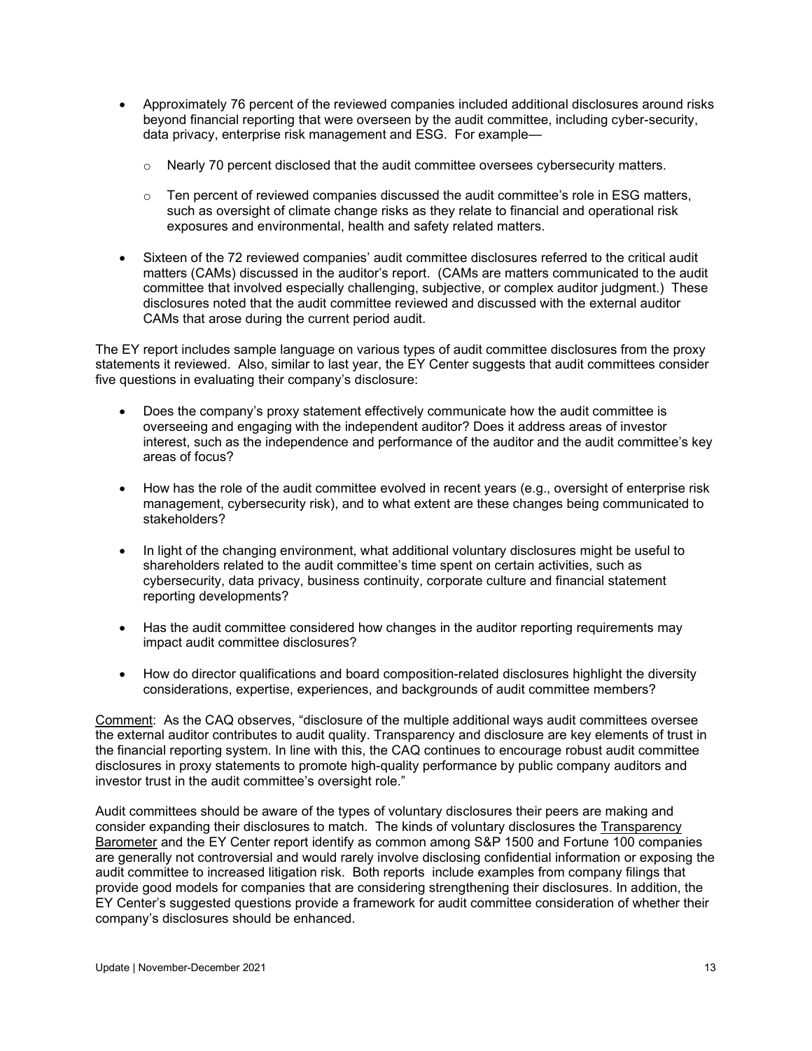- Approximately 76 percent of the reviewed companies included additional disclosures around risks beyond financial reporting that were overseen by the audit committee, including cyber-security, data privacy, enterprise risk management and ESG. For example—
  - Nearly 70 percent disclosed that the audit committee oversees cybersecurity matters.
  - Ten percent of reviewed companies discussed the audit committee's role in ESG matters, such as oversight of climate change risks as they relate to financial and operational risk exposures and environmental, health and safety related matters.
- Sixteen of the 72 reviewed companies' audit committee disclosures referred to the critical audit matters (CAMs) discussed in the auditor's report. (CAMs are matters communicated to the audit committee that involved especially challenging, subjective, or complex auditor judgment.) These disclosures noted that the audit committee reviewed and discussed with the external auditor CAMs that arose during the current period audit.

The EY report includes sample language on various types of audit committee disclosures from the proxy statements it reviewed. Also, similar to last year, the EY Center suggests that audit committees consider five questions in evaluating their company's disclosure:

- Does the company's proxy statement effectively communicate how the audit committee is overseeing and engaging with the independent auditor? Does it address areas of investor interest, such as the independence and performance of the auditor and the audit committee's key areas of focus?
- How has the role of the audit committee evolved in recent years (e.g., oversight of enterprise risk management, cybersecurity risk), and to what extent are these changes being communicated to stakeholders?
- In light of the changing environment, what additional voluntary disclosures might be useful to shareholders related to the audit committee's time spent on certain activities, such as cybersecurity, data privacy, business continuity, corporate culture and financial statement reporting developments?
- Has the audit committee considered how changes in the auditor reporting requirements may impact audit committee disclosures?
- How do director qualifications and board composition-related disclosures highlight the diversity considerations, expertise, experiences, and backgrounds of audit committee members?

Comment: As the CAQ observes, "disclosure of the multiple additional ways audit committees oversee the external auditor contributes to audit quality. Transparency and disclosure are key elements of trust in the financial reporting system. In line with this, the CAQ continues to encourage robust audit committee disclosures in proxy statements to promote high-quality performance by public company auditors and investor trust in the audit committee's oversight role."

Audit committees should be aware of the types of voluntary disclosures their peers are making and consider expanding their disclosures to match. The kinds of voluntary disclosures the Transparency Barometer and the EY Center report identify as common among S&P 1500 and Fortune 100 companies are generally not controversial and would rarely involve disclosing confidential information or exposing the audit committee to increased litigation risk. Both reports include examples from company filings that provide good models for companies that are considering strengthening their disclosures. In addition, the EY Center's suggested questions provide a framework for audit committee consideration of whether their company's disclosures should be enhanced.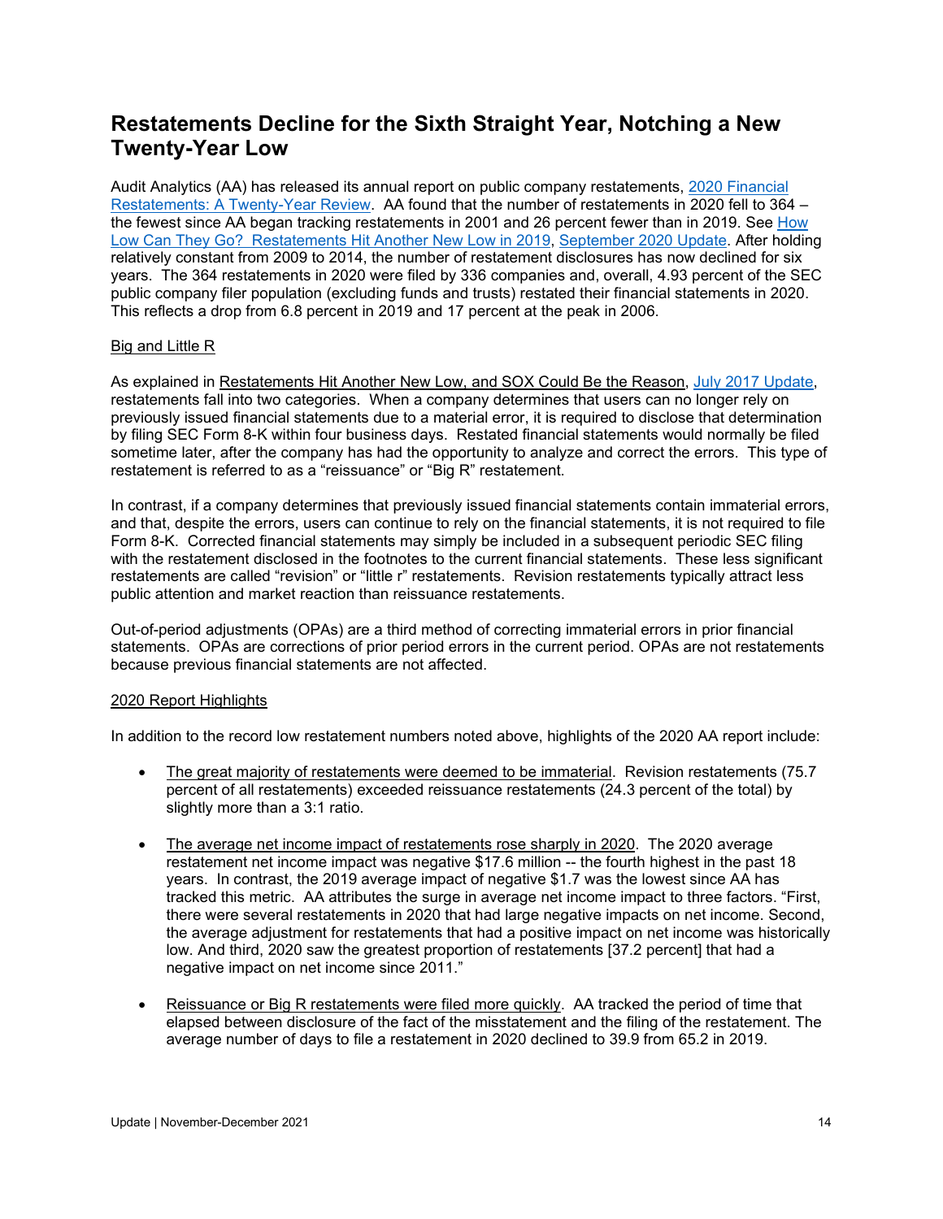## Restatements Decline for the Sixth Straight Year, Notching a New Twenty-Year Low

Audit Analytics (AA) has released its annual report on public company restatements, [2020 Financial Restatements: A Twenty-Year Review](). AA found that the number of restatements in 2020 fell to 364 – the fewest since AA began tracking restatements in 2001 and 26 percent fewer than in 2019. See [How Low Can They Go? Restatements Hit Another New Low in 2019](), [September 2020 Update](). After holding relatively constant from 2009 to 2014, the number of restatement disclosures has now declined for six years. The 364 restatements in 2020 were filed by 336 companies and, overall, 4.93 percent of the SEC public company filer population (excluding funds and trusts) restated their financial statements in 2020. This reflects a drop from 6.8 percent in 2019 and 17 percent at the peak in 2006.

### Big and Little R

As explained in Restatements Hit Another New Low, and SOX Could Be the Reason, [July 2017 Update](), restatements fall into two categories. When a company determines that users can no longer rely on previously issued financial statements due to a material error, it is required to disclose that determination by filing SEC Form 8-K within four business days. Restated financial statements would normally be filed sometime later, after the company has had the opportunity to analyze and correct the errors. This type of restatement is referred to as a "reissuance" or "Big R" restatement.

In contrast, if a company determines that previously issued financial statements contain immaterial errors, and that, despite the errors, users can continue to rely on the financial statements, it is not required to file Form 8-K. Corrected financial statements may simply be included in a subsequent periodic SEC filing with the restatement disclosed in the footnotes to the current financial statements. These less significant restatements are called "revision" or "little r" restatements. Revision restatements typically attract less public attention and market reaction than reissuance restatements.

Out-of-period adjustments (OPAs) are a third method of correcting immaterial errors in prior financial statements. OPAs are corrections of prior period errors in the current period. OPAs are not restatements because previous financial statements are not affected.

### 2020 Report Highlights

In addition to the record low restatement numbers noted above, highlights of the 2020 AA report include:

- The great majority of restatements were deemed to be immaterial. Revision restatements (75.7 percent of all restatements) exceeded reissuance restatements (24.3 percent of the total) by slightly more than a 3:1 ratio.

- The average net income impact of restatements rose sharply in 2020. The 2020 average restatement net income impact was negative $17.6 million -- the fourth highest in the past 18 years. In contrast, the 2019 average impact of negative $1.7 was the lowest since AA has tracked this metric. AA attributes the surge in average net income impact to three factors. "First, there were several restatements in 2020 that had large negative impacts on net income. Second, the average adjustment for restatements that had a positive impact on net income was historically low. And third, 2020 saw the greatest proportion of restatements [37.2 percent] that had a negative impact on net income since 2011."

- Reissuance or Big R restatements were filed more quickly. AA tracked the period of time that elapsed between disclosure of the fact of the misstatement and the filing of the restatement. The average number of days to file a restatement in 2020 declined to 39.9 from 65.2 in 2019.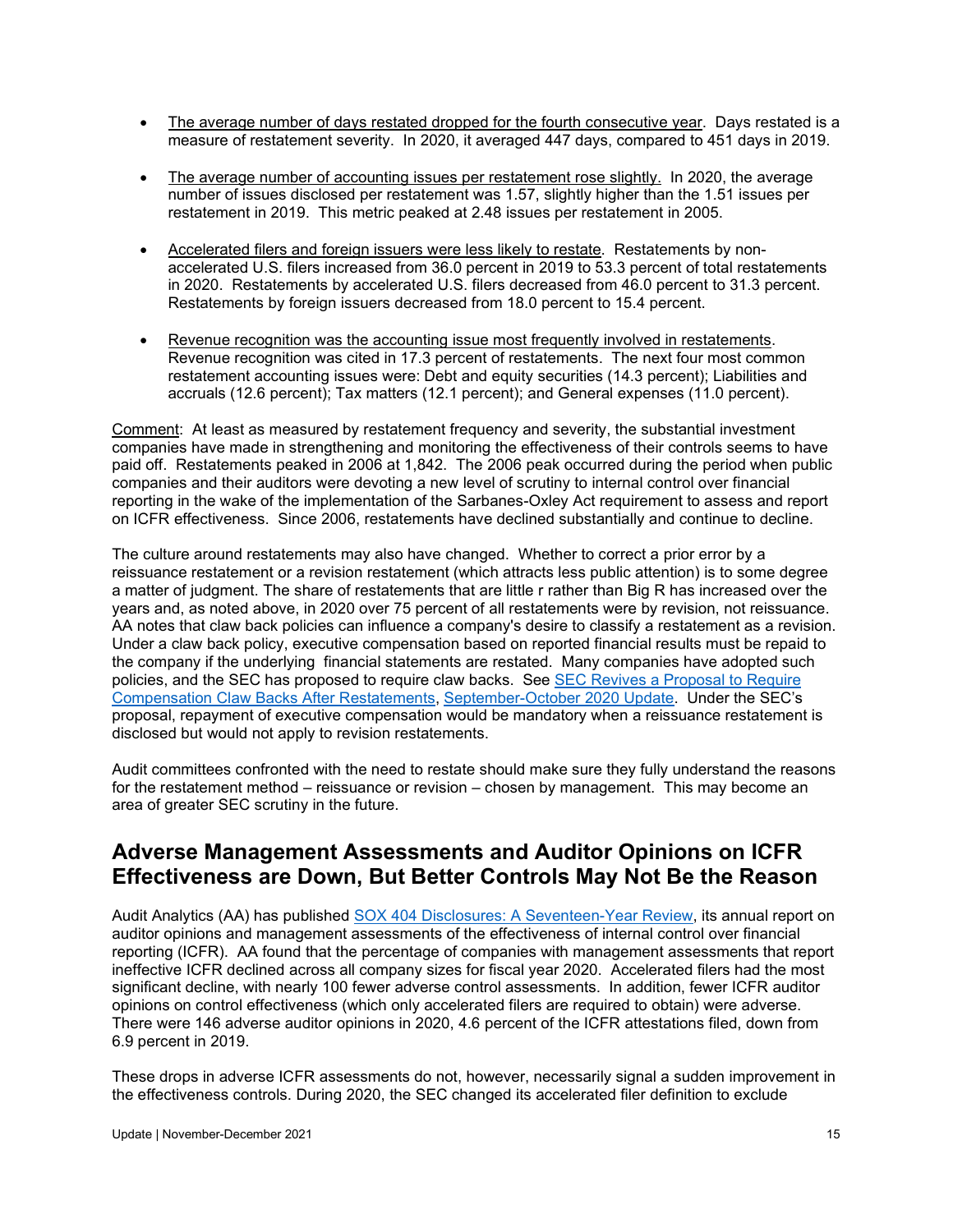- <u>The average number of days restated dropped for the fourth consecutive year</u>. Days restated is a measure of restatement severity. In 2020, it averaged 447 days, compared to 451 days in 2019.

- <u>The average number of accounting issues per restatement rose slightly.</u> In 2020, the average number of issues disclosed per restatement was 1.57, slightly higher than the 1.51 issues per restatement in 2019. This metric peaked at 2.48 issues per restatement in 2005.

- <u>Accelerated filers and foreign issuers were less likely to restate</u>. Restatements by non-accelerated U.S. filers increased from 36.0 percent in 2019 to 53.3 percent of total restatements in 2020. Restatements by accelerated U.S. filers decreased from 46.0 percent to 31.3 percent. Restatements by foreign issuers decreased from 18.0 percent to 15.4 percent.

- <u>Revenue recognition was the accounting issue most frequently involved in restatements</u>. Revenue recognition was cited in 17.3 percent of restatements. The next four most common restatement accounting issues were: Debt and equity securities (14.3 percent); Liabilities and accruals (12.6 percent); Tax matters (12.1 percent); and General expenses (11.0 percent).

<u>Comment</u>: At least as measured by restatement frequency and severity, the substantial investment companies have made in strengthening and monitoring the effectiveness of their controls seems to have paid off. Restatements peaked in 2006 at 1,842. The 2006 peak occurred during the period when public companies and their auditors were devoting a new level of scrutiny to internal control over financial reporting in the wake of the implementation of the Sarbanes-Oxley Act requirement to assess and report on ICFR effectiveness. Since 2006, restatements have declined substantially and continue to decline.

The culture around restatements may also have changed. Whether to correct a prior error by a reissuance restatement or a revision restatement (which attracts less public attention) is to some degree a matter of judgment. The share of restatements that are little r rather than Big R has increased over the years and, as noted above, in 2020 over 75 percent of all restatements were by revision, not reissuance. AA notes that claw back policies can influence a company's desire to classify a restatement as a revision. Under a claw back policy, executive compensation based on reported financial results must be repaid to the company if the underlying financial statements are restated. Many companies have adopted such policies, and the SEC has proposed to require claw backs. See SEC Revives a Proposal to Require Compensation Claw Backs After Restatements, September-October 2020 Update. Under the SEC's proposal, repayment of executive compensation would be mandatory when a reissuance restatement is disclosed but would not apply to revision restatements.

Audit committees confronted with the need to restate should make sure they fully understand the reasons for the restatement method – reissuance or revision – chosen by management. This may become an area of greater SEC scrutiny in the future.

## Adverse Management Assessments and Auditor Opinions on ICFR Effectiveness are Down, But Better Controls May Not Be the Reason

Audit Analytics (AA) has published SOX 404 Disclosures: A Seventeen-Year Review, its annual report on auditor opinions and management assessments of the effectiveness of internal control over financial reporting (ICFR). AA found that the percentage of companies with management assessments that report ineffective ICFR declined across all company sizes for fiscal year 2020. Accelerated filers had the most significant decline, with nearly 100 fewer adverse control assessments. In addition, fewer ICFR auditor opinions on control effectiveness (which only accelerated filers are required to obtain) were adverse. There were 146 adverse auditor opinions in 2020, 4.6 percent of the ICFR attestations filed, down from 6.9 percent in 2019.

These drops in adverse ICFR assessments do not, however, necessarily signal a sudden improvement in the effectiveness controls. During 2020, the SEC changed its accelerated filer definition to exclude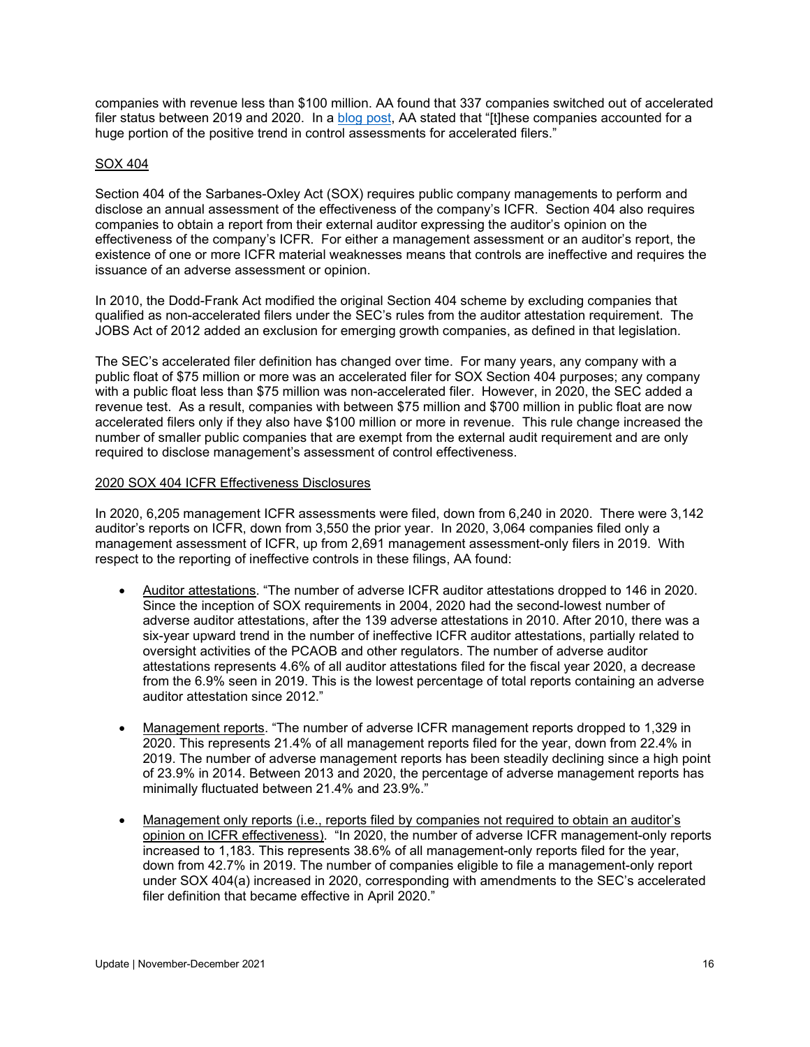companies with revenue less than $100 million. AA found that 337 companies switched out of accelerated filer status between 2019 and 2020. In a blog post, AA stated that "[t]hese companies accounted for a huge portion of the positive trend in control assessments for accelerated filers."

## SOX 404

Section 404 of the Sarbanes-Oxley Act (SOX) requires public company managements to perform and disclose an annual assessment of the effectiveness of the company's ICFR. Section 404 also requires companies to obtain a report from their external auditor expressing the auditor's opinion on the effectiveness of the company's ICFR. For either a management assessment or an auditor's report, the existence of one or more ICFR material weaknesses means that controls are ineffective and requires the issuance of an adverse assessment or opinion.

In 2010, the Dodd-Frank Act modified the original Section 404 scheme by excluding companies that qualified as non-accelerated filers under the SEC's rules from the auditor attestation requirement. The JOBS Act of 2012 added an exclusion for emerging growth companies, as defined in that legislation.

The SEC's accelerated filer definition has changed over time. For many years, any company with a public float of $75 million or more was an accelerated filer for SOX Section 404 purposes; any company with a public float less than $75 million was non-accelerated filer. However, in 2020, the SEC added a revenue test. As a result, companies with between $75 million and $700 million in public float are now accelerated filers only if they also have $100 million or more in revenue. This rule change increased the number of smaller public companies that are exempt from the external audit requirement and are only required to disclose management's assessment of control effectiveness.

## 2020 SOX 404 ICFR Effectiveness Disclosures

In 2020, 6,205 management ICFR assessments were filed, down from 6,240 in 2020. There were 3,142 auditor's reports on ICFR, down from 3,550 the prior year. In 2020, 3,064 companies filed only a management assessment of ICFR, up from 2,691 management assessment-only filers in 2019. With respect to the reporting of ineffective controls in these filings, AA found:

- Auditor attestations. "The number of adverse ICFR auditor attestations dropped to 146 in 2020. Since the inception of SOX requirements in 2004, 2020 had the second-lowest number of adverse auditor attestations, after the 139 adverse attestations in 2010. After 2010, there was a six-year upward trend in the number of ineffective ICFR auditor attestations, partially related to oversight activities of the PCAOB and other regulators. The number of adverse auditor attestations represents 4.6% of all auditor attestations filed for the fiscal year 2020, a decrease from the 6.9% seen in 2019. This is the lowest percentage of total reports containing an adverse auditor attestation since 2012."

- Management reports. "The number of adverse ICFR management reports dropped to 1,329 in 2020. This represents 21.4% of all management reports filed for the year, down from 22.4% in 2019. The number of adverse management reports has been steadily declining since a high point of 23.9% in 2014. Between 2013 and 2020, the percentage of adverse management reports has minimally fluctuated between 21.4% and 23.9%."

- Management only reports (i.e., reports filed by companies not required to obtain an auditor's opinion on ICFR effectiveness). "In 2020, the number of adverse ICFR management-only reports increased to 1,183. This represents 38.6% of all management-only reports filed for the year, down from 42.7% in 2019. The number of companies eligible to file a management-only report under SOX 404(a) increased in 2020, corresponding with amendments to the SEC's accelerated filer definition that became effective in April 2020."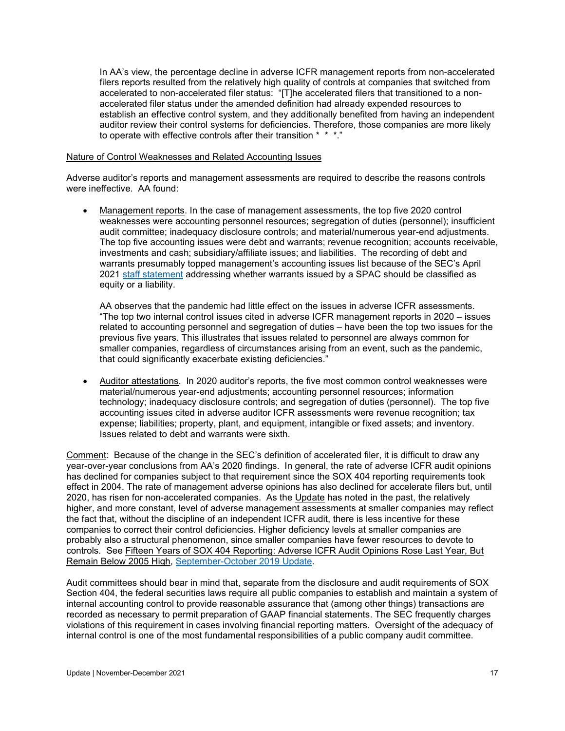In AA's view, the percentage decline in adverse ICFR management reports from non-accelerated filers reports resulted from the relatively high quality of controls at companies that switched from accelerated to non-accelerated filer status: "[T]he accelerated filers that transitioned to a non-accelerated filer status under the amended definition had already expended resources to establish an effective control system, and they additionally benefited from having an independent auditor review their control systems for deficiencies. Therefore, those companies are more likely to operate with effective controls after their transition * * *."

Nature of Control Weaknesses and Related Accounting Issues

Adverse auditor's reports and management assessments are required to describe the reasons controls were ineffective. AA found:

- Management reports. In the case of management assessments, the top five 2020 control weaknesses were accounting personnel resources; segregation of duties (personnel); insufficient audit committee; inadequacy disclosure controls; and material/numerous year-end adjustments. The top five accounting issues were debt and warrants; revenue recognition; accounts receivable, investments and cash; subsidiary/affiliate issues; and liabilities. The recording of debt and warrants presumably topped management's accounting issues list because of the SEC's April 2021 staff statement addressing whether warrants issued by a SPAC should be classified as equity or a liability.

  AA observes that the pandemic had little effect on the issues in adverse ICFR assessments. "The top two internal control issues cited in adverse ICFR management reports in 2020 – issues related to accounting personnel and segregation of duties – have been the top two issues for the previous five years. This illustrates that issues related to personnel are always common for smaller companies, regardless of circumstances arising from an event, such as the pandemic, that could significantly exacerbate existing deficiencies."

- Auditor attestations. In 2020 auditor's reports, the five most common control weaknesses were material/numerous year-end adjustments; accounting personnel resources; information technology; inadequacy disclosure controls; and segregation of duties (personnel). The top five accounting issues cited in adverse auditor ICFR assessments were revenue recognition; tax expense; liabilities; property, plant, and equipment, intangible or fixed assets; and inventory. Issues related to debt and warrants were sixth.

Comment: Because of the change in the SEC's definition of accelerated filer, it is difficult to draw any year-over-year conclusions from AA's 2020 findings. In general, the rate of adverse ICFR audit opinions has declined for companies subject to that requirement since the SOX 404 reporting requirements took effect in 2004. The rate of management adverse opinions has also declined for accelerate filers but, until 2020, has risen for non-accelerated companies. As the Update has noted in the past, the relatively higher, and more constant, level of adverse management assessments at smaller companies may reflect the fact that, without the discipline of an independent ICFR audit, there is less incentive for these companies to correct their control deficiencies. Higher deficiency levels at smaller companies are probably also a structural phenomenon, since smaller companies have fewer resources to devote to controls. See Fifteen Years of SOX 404 Reporting: Adverse ICFR Audit Opinions Rose Last Year, But Remain Below 2005 High, September-October 2019 Update.

Audit committees should bear in mind that, separate from the disclosure and audit requirements of SOX Section 404, the federal securities laws require all public companies to establish and maintain a system of internal accounting control to provide reasonable assurance that (among other things) transactions are recorded as necessary to permit preparation of GAAP financial statements. The SEC frequently charges violations of this requirement in cases involving financial reporting matters. Oversight of the adequacy of internal control is one of the most fundamental responsibilities of a public company audit committee.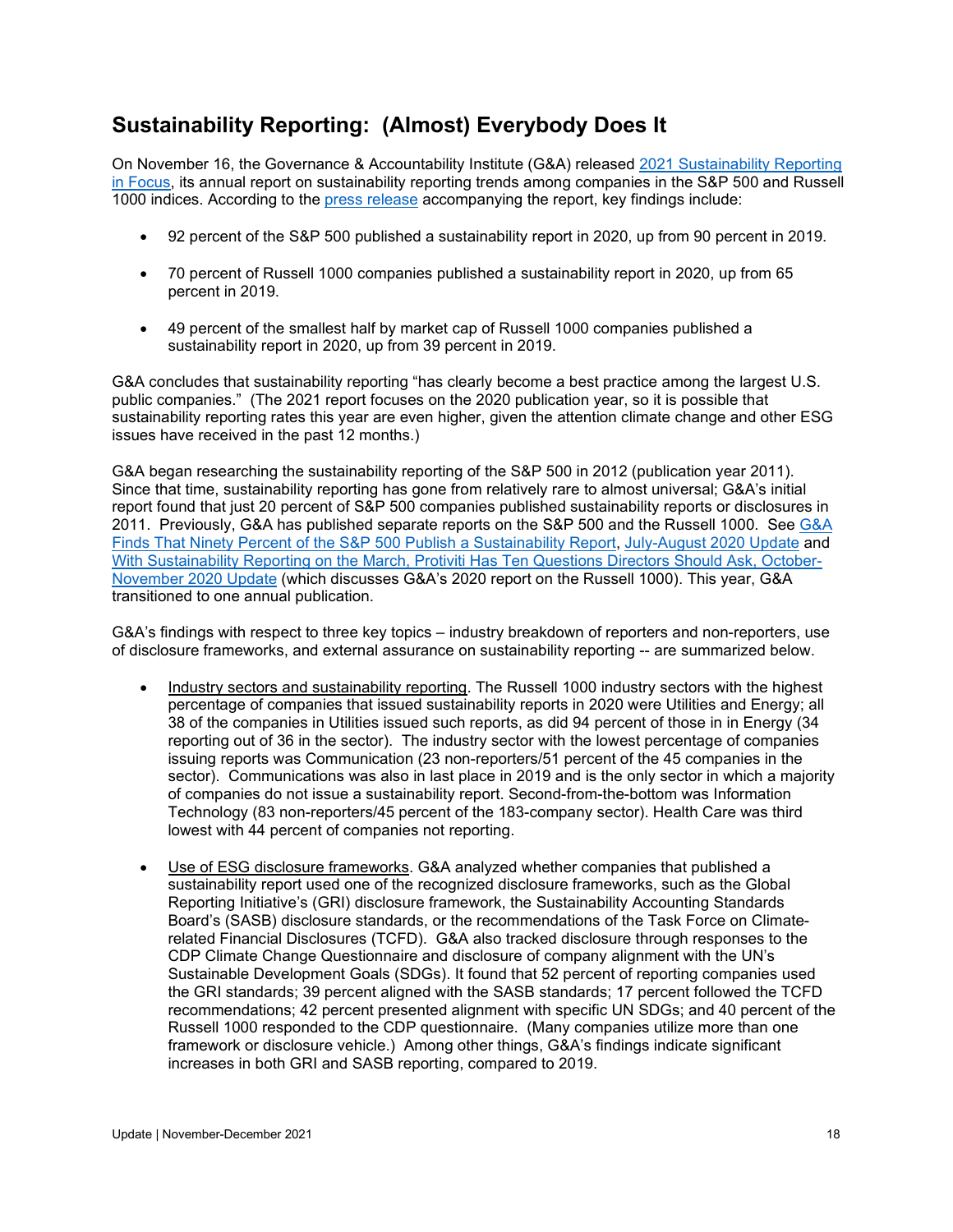## Sustainability Reporting: (Almost) Everybody Does It

On November 16, the Governance & Accountability Institute (G&A) released 2021 Sustainability Reporting in Focus, its annual report on sustainability reporting trends among companies in the S&P 500 and Russell 1000 indices. According to the press release accompanying the report, key findings include:

- 92 percent of the S&P 500 published a sustainability report in 2020, up from 90 percent in 2019.
- 70 percent of Russell 1000 companies published a sustainability report in 2020, up from 65 percent in 2019.
- 49 percent of the smallest half by market cap of Russell 1000 companies published a sustainability report in 2020, up from 39 percent in 2019.

G&A concludes that sustainability reporting "has clearly become a best practice among the largest U.S. public companies." (The 2021 report focuses on the 2020 publication year, so it is possible that sustainability reporting rates this year are even higher, given the attention climate change and other ESG issues have received in the past 12 months.)

G&A began researching the sustainability reporting of the S&P 500 in 2012 (publication year 2011). Since that time, sustainability reporting has gone from relatively rare to almost universal; G&A's initial report found that just 20 percent of S&P 500 companies published sustainability reports or disclosures in 2011. Previously, G&A has published separate reports on the S&P 500 and the Russell 1000. See G&A Finds That Ninety Percent of the S&P 500 Publish a Sustainability Report, July-August 2020 Update and With Sustainability Reporting on the March, Protiviti Has Ten Questions Directors Should Ask, October-November 2020 Update (which discusses G&A's 2020 report on the Russell 1000). This year, G&A transitioned to one annual publication.

G&A's findings with respect to three key topics – industry breakdown of reporters and non-reporters, use of disclosure frameworks, and external assurance on sustainability reporting -- are summarized below.

- Industry sectors and sustainability reporting. The Russell 1000 industry sectors with the highest percentage of companies that issued sustainability reports in 2020 were Utilities and Energy; all 38 of the companies in Utilities issued such reports, as did 94 percent of those in in Energy (34 reporting out of 36 in the sector). The industry sector with the lowest percentage of companies issuing reports was Communication (23 non-reporters/51 percent of the 45 companies in the sector). Communications was also in last place in 2019 and is the only sector in which a majority of companies do not issue a sustainability report. Second-from-the-bottom was Information Technology (83 non-reporters/45 percent of the 183-company sector). Health Care was third lowest with 44 percent of companies not reporting.

- Use of ESG disclosure frameworks. G&A analyzed whether companies that published a sustainability report used one of the recognized disclosure frameworks, such as the Global Reporting Initiative's (GRI) disclosure framework, the Sustainability Accounting Standards Board's (SASB) disclosure standards, or the recommendations of the Task Force on Climate-related Financial Disclosures (TCFD). G&A also tracked disclosure through responses to the CDP Climate Change Questionnaire and disclosure of company alignment with the UN's Sustainable Development Goals (SDGs). It found that 52 percent of reporting companies used the GRI standards; 39 percent aligned with the SASB standards; 17 percent followed the TCFD recommendations; 42 percent presented alignment with specific UN SDGs; and 40 percent of the Russell 1000 responded to the CDP questionnaire. (Many companies utilize more than one framework or disclosure vehicle.) Among other things, G&A's findings indicate significant increases in both GRI and SASB reporting, compared to 2019.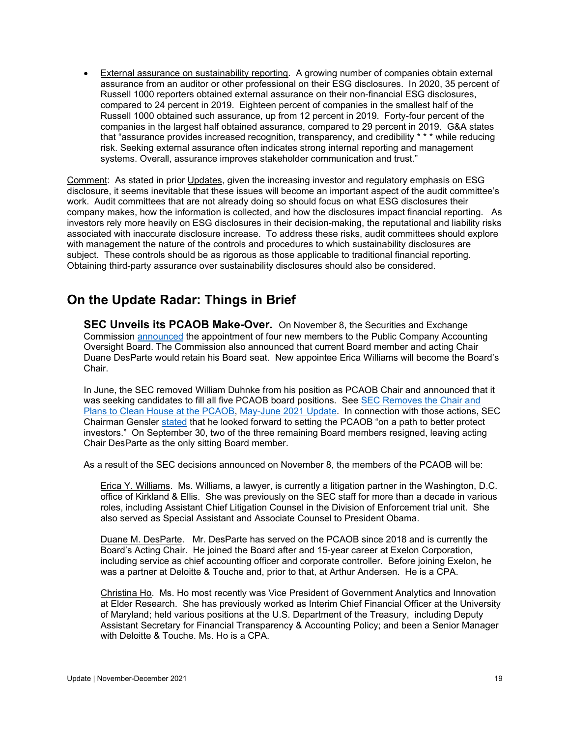- External assurance on sustainability reporting. A growing number of companies obtain external assurance from an auditor or other professional on their ESG disclosures. In 2020, 35 percent of Russell 1000 reporters obtained external assurance on their non-financial ESG disclosures, compared to 24 percent in 2019. Eighteen percent of companies in the smallest half of the Russell 1000 obtained such assurance, up from 12 percent in 2019. Forty-four percent of the companies in the largest half obtained assurance, compared to 29 percent in 2019. G&A states that "assurance provides increased recognition, transparency, and credibility * * * while reducing risk. Seeking external assurance often indicates strong internal reporting and management systems. Overall, assurance improves stakeholder communication and trust."

Comment: As stated in prior Updates, given the increasing investor and regulatory emphasis on ESG disclosure, it seems inevitable that these issues will become an important aspect of the audit committee's work. Audit committees that are not already doing so should focus on what ESG disclosures their company makes, how the information is collected, and how the disclosures impact financial reporting. As investors rely more heavily on ESG disclosures in their decision-making, the reputational and liability risks associated with inaccurate disclosure increase. To address these risks, audit committees should explore with management the nature of the controls and procedures to which sustainability disclosures are subject. These controls should be as rigorous as those applicable to traditional financial reporting. Obtaining third-party assurance over sustainability disclosures should also be considered.

## On the Update Radar: Things in Brief

**SEC Unveils its PCAOB Make-Over.** On November 8, the Securities and Exchange Commission announced the appointment of four new members to the Public Company Accounting Oversight Board. The Commission also announced that current Board member and acting Chair Duane DesParte would retain his Board seat. New appointee Erica Williams will become the Board's Chair.

In June, the SEC removed William Duhnke from his position as PCAOB Chair and announced that it was seeking candidates to fill all five PCAOB board positions. See SEC Removes the Chair and Plans to Clean House at the PCAOB, May-June 2021 Update. In connection with those actions, SEC Chairman Gensler stated that he looked forward to setting the PCAOB "on a path to better protect investors." On September 30, two of the three remaining Board members resigned, leaving acting Chair DesParte as the only sitting Board member.

As a result of the SEC decisions announced on November 8, the members of the PCAOB will be:

Erica Y. Williams. Ms. Williams, a lawyer, is currently a litigation partner in the Washington, D.C. office of Kirkland & Ellis. She was previously on the SEC staff for more than a decade in various roles, including Assistant Chief Litigation Counsel in the Division of Enforcement trial unit. She also served as Special Assistant and Associate Counsel to President Obama.

Duane M. DesParte. Mr. DesParte has served on the PCAOB since 2018 and is currently the Board's Acting Chair. He joined the Board after and 15-year career at Exelon Corporation, including service as chief accounting officer and corporate controller. Before joining Exelon, he was a partner at Deloitte & Touche and, prior to that, at Arthur Andersen. He is a CPA.

Christina Ho. Ms. Ho most recently was Vice President of Government Analytics and Innovation at Elder Research. She has previously worked as Interim Chief Financial Officer at the University of Maryland; held various positions at the U.S. Department of the Treasury, including Deputy Assistant Secretary for Financial Transparency & Accounting Policy; and been a Senior Manager with Deloitte & Touche. Ms. Ho is a CPA.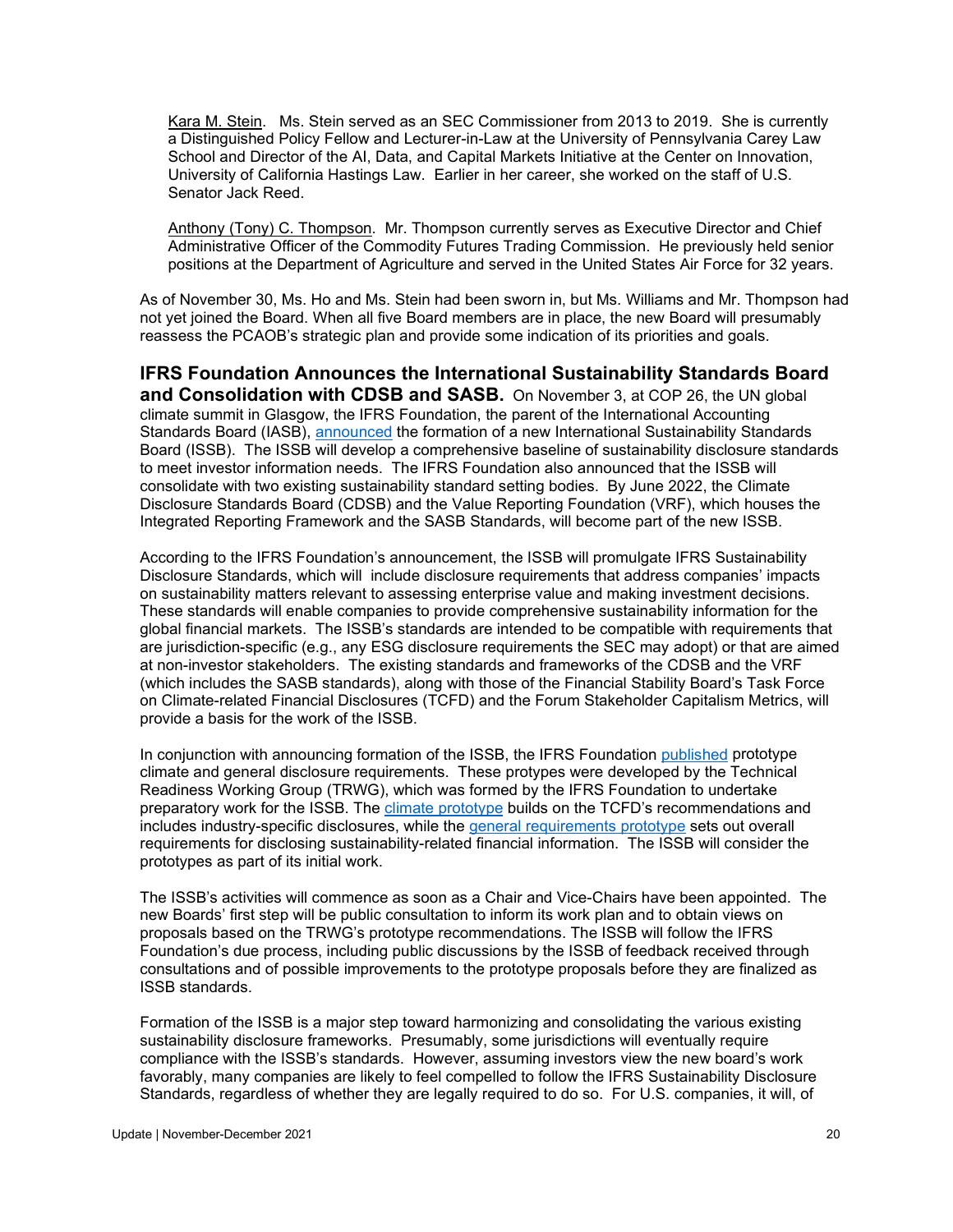Kara M. Stein. Ms. Stein served as an SEC Commissioner from 2013 to 2019. She is currently a Distinguished Policy Fellow and Lecturer-in-Law at the University of Pennsylvania Carey Law School and Director of the AI, Data, and Capital Markets Initiative at the Center on Innovation, University of California Hastings Law. Earlier in her career, she worked on the staff of U.S. Senator Jack Reed.

Anthony (Tony) C. Thompson. Mr. Thompson currently serves as Executive Director and Chief Administrative Officer of the Commodity Futures Trading Commission. He previously held senior positions at the Department of Agriculture and served in the United States Air Force for 32 years.

As of November 30, Ms. Ho and Ms. Stein had been sworn in, but Ms. Williams and Mr. Thompson had not yet joined the Board. When all five Board members are in place, the new Board will presumably reassess the PCAOB's strategic plan and provide some indication of its priorities and goals.

**IFRS Foundation Announces the International Sustainability Standards Board and Consolidation with CDSB and SASB.** On November 3, at COP 26, the UN global climate summit in Glasgow, the IFRS Foundation, the parent of the International Accounting Standards Board (IASB), announced the formation of a new International Sustainability Standards Board (ISSB). The ISSB will develop a comprehensive baseline of sustainability disclosure standards to meet investor information needs. The IFRS Foundation also announced that the ISSB will consolidate with two existing sustainability standard setting bodies. By June 2022, the Climate Disclosure Standards Board (CDSB) and the Value Reporting Foundation (VRF), which houses the Integrated Reporting Framework and the SASB Standards, will become part of the new ISSB.

According to the IFRS Foundation's announcement, the ISSB will promulgate IFRS Sustainability Disclosure Standards, which will include disclosure requirements that address companies' impacts on sustainability matters relevant to assessing enterprise value and making investment decisions. These standards will enable companies to provide comprehensive sustainability information for the global financial markets. The ISSB's standards are intended to be compatible with requirements that are jurisdiction-specific (e.g., any ESG disclosure requirements the SEC may adopt) or that are aimed at non-investor stakeholders. The existing standards and frameworks of the CDSB and the VRF (which includes the SASB standards), along with those of the Financial Stability Board's Task Force on Climate-related Financial Disclosures (TCFD) and the Forum Stakeholder Capitalism Metrics, will provide a basis for the work of the ISSB.

In conjunction with announcing formation of the ISSB, the IFRS Foundation published prototype climate and general disclosure requirements. These protypes were developed by the Technical Readiness Working Group (TRWG), which was formed by the IFRS Foundation to undertake preparatory work for the ISSB. The climate prototype builds on the TCFD's recommendations and includes industry-specific disclosures, while the general requirements prototype sets out overall requirements for disclosing sustainability-related financial information. The ISSB will consider the prototypes as part of its initial work.

The ISSB's activities will commence as soon as a Chair and Vice-Chairs have been appointed. The new Boards' first step will be public consultation to inform its work plan and to obtain views on proposals based on the TRWG's prototype recommendations. The ISSB will follow the IFRS Foundation's due process, including public discussions by the ISSB of feedback received through consultations and of possible improvements to the prototype proposals before they are finalized as ISSB standards.

Formation of the ISSB is a major step toward harmonizing and consolidating the various existing sustainability disclosure frameworks. Presumably, some jurisdictions will eventually require compliance with the ISSB's standards. However, assuming investors view the new board's work favorably, many companies are likely to feel compelled to follow the IFRS Sustainability Disclosure Standards, regardless of whether they are legally required to do so. For U.S. companies, it will, of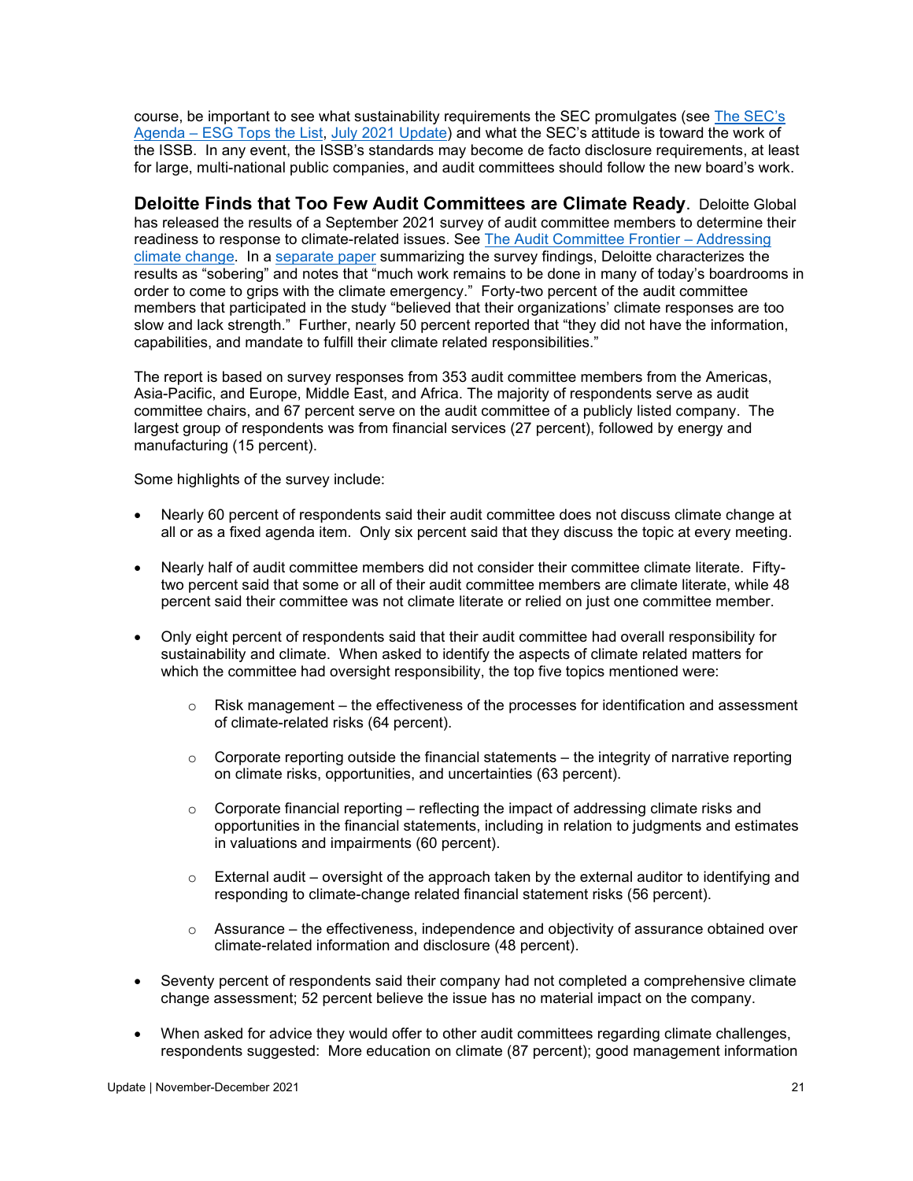course, be important to see what sustainability requirements the SEC promulgates (see The SEC's Agenda – ESG Tops the List, July 2021 Update) and what the SEC's attitude is toward the work of the ISSB. In any event, the ISSB's standards may become de facto disclosure requirements, at least for large, multi-national public companies, and audit committees should follow the new board's work.

**Deloitte Finds that Too Few Audit Committees are Climate Ready**. Deloitte Global has released the results of a September 2021 survey of audit committee members to determine their readiness to response to climate-related issues. See The Audit Committee Frontier – Addressing climate change. In a separate paper summarizing the survey findings, Deloitte characterizes the results as "sobering" and notes that "much work remains to be done in many of today's boardrooms in order to come to grips with the climate emergency." Forty-two percent of the audit committee members that participated in the study "believed that their organizations' climate responses are too slow and lack strength." Further, nearly 50 percent reported that "they did not have the information, capabilities, and mandate to fulfill their climate related responsibilities."

The report is based on survey responses from 353 audit committee members from the Americas, Asia-Pacific, and Europe, Middle East, and Africa. The majority of respondents serve as audit committee chairs, and 67 percent serve on the audit committee of a publicly listed company. The largest group of respondents was from financial services (27 percent), followed by energy and manufacturing (15 percent).

Some highlights of the survey include:

- Nearly 60 percent of respondents said their audit committee does not discuss climate change at all or as a fixed agenda item. Only six percent said that they discuss the topic at every meeting.
- Nearly half of audit committee members did not consider their committee climate literate. Fifty-two percent said that some or all of their audit committee members are climate literate, while 48 percent said their committee was not climate literate or relied on just one committee member.
- Only eight percent of respondents said that their audit committee had overall responsibility for sustainability and climate. When asked to identify the aspects of climate related matters for which the committee had oversight responsibility, the top five topics mentioned were:
    - Risk management – the effectiveness of the processes for identification and assessment of climate-related risks (64 percent).
    - Corporate reporting outside the financial statements – the integrity of narrative reporting on climate risks, opportunities, and uncertainties (63 percent).
    - Corporate financial reporting – reflecting the impact of addressing climate risks and opportunities in the financial statements, including in relation to judgments and estimates in valuations and impairments (60 percent).
    - External audit – oversight of the approach taken by the external auditor to identifying and responding to climate-change related financial statement risks (56 percent).
    - Assurance – the effectiveness, independence and objectivity of assurance obtained over climate-related information and disclosure (48 percent).
- Seventy percent of respondents said their company had not completed a comprehensive climate change assessment; 52 percent believe the issue has no material impact on the company.
- When asked for advice they would offer to other audit committees regarding climate challenges, respondents suggested: More education on climate (87 percent); good management information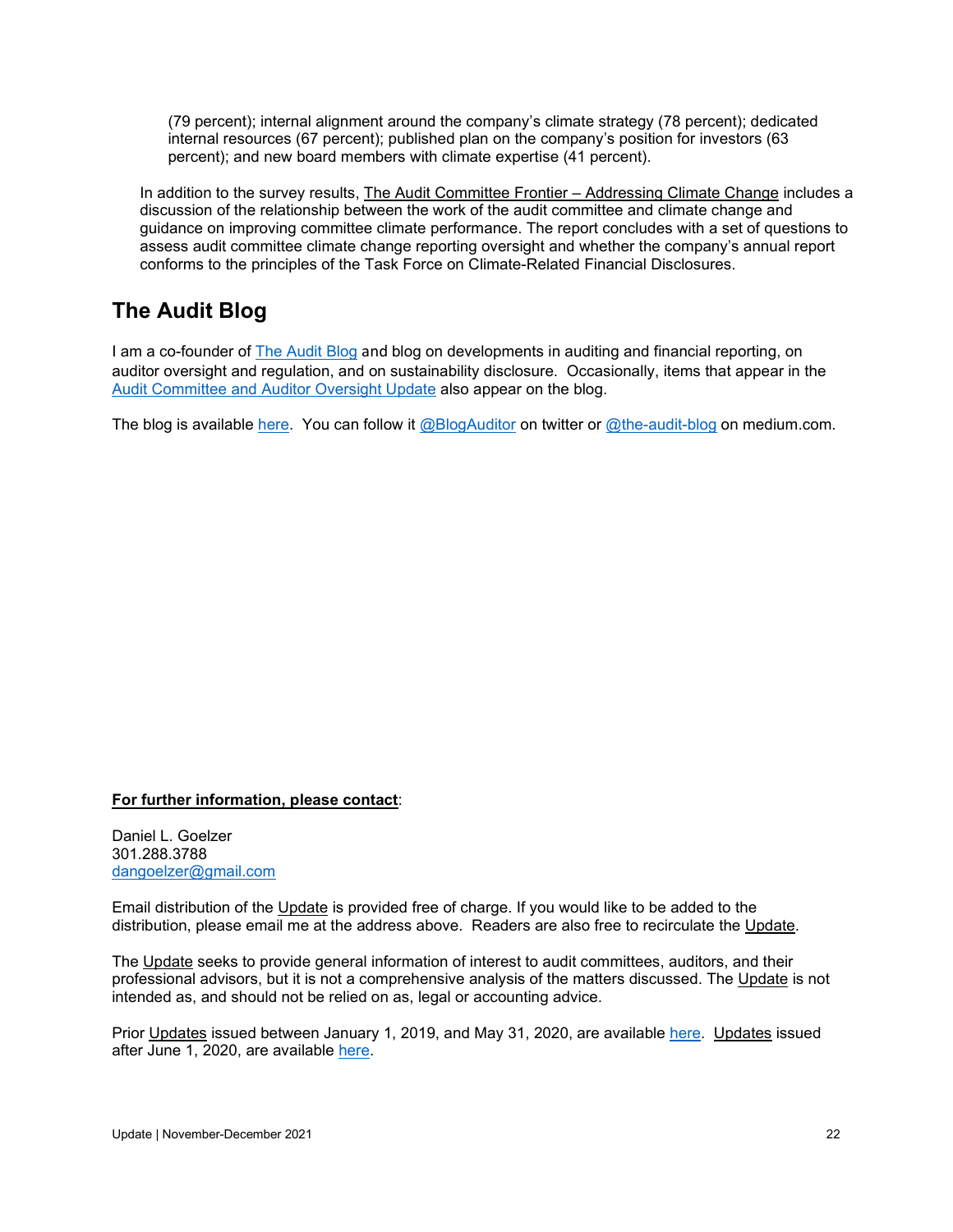(79 percent); internal alignment around the company's climate strategy (78 percent); dedicated internal resources (67 percent); published plan on the company's position for investors (63 percent); and new board members with climate expertise (41 percent).

In addition to the survey results, The Audit Committee Frontier – Addressing Climate Change includes a discussion of the relationship between the work of the audit committee and climate change and guidance on improving committee climate performance. The report concludes with a set of questions to assess audit committee climate change reporting oversight and whether the company's annual report conforms to the principles of the Task Force on Climate-Related Financial Disclosures.

## The Audit Blog

I am a co-founder of The Audit Blog and blog on developments in auditing and financial reporting, on auditor oversight and regulation, and on sustainability disclosure. Occasionally, items that appear in the Audit Committee and Auditor Oversight Update also appear on the blog.

The blog is available here. You can follow it @BlogAuditor on twitter or @the-audit-blog on medium.com.

**For further information, please contact**:

Daniel L. Goelzer
301.288.3788
dangoelzer@gmail.com

Email distribution of the Update is provided free of charge. If you would like to be added to the distribution, please email me at the address above. Readers are also free to recirculate the Update.

The Update seeks to provide general information of interest to audit committees, auditors, and their professional advisors, but it is not a comprehensive analysis of the matters discussed. The Update is not intended as, and should not be relied on as, legal or accounting advice.

Prior Updates issued between January 1, 2019, and May 31, 2020, are available here. Updates issued after June 1, 2020, are available here.